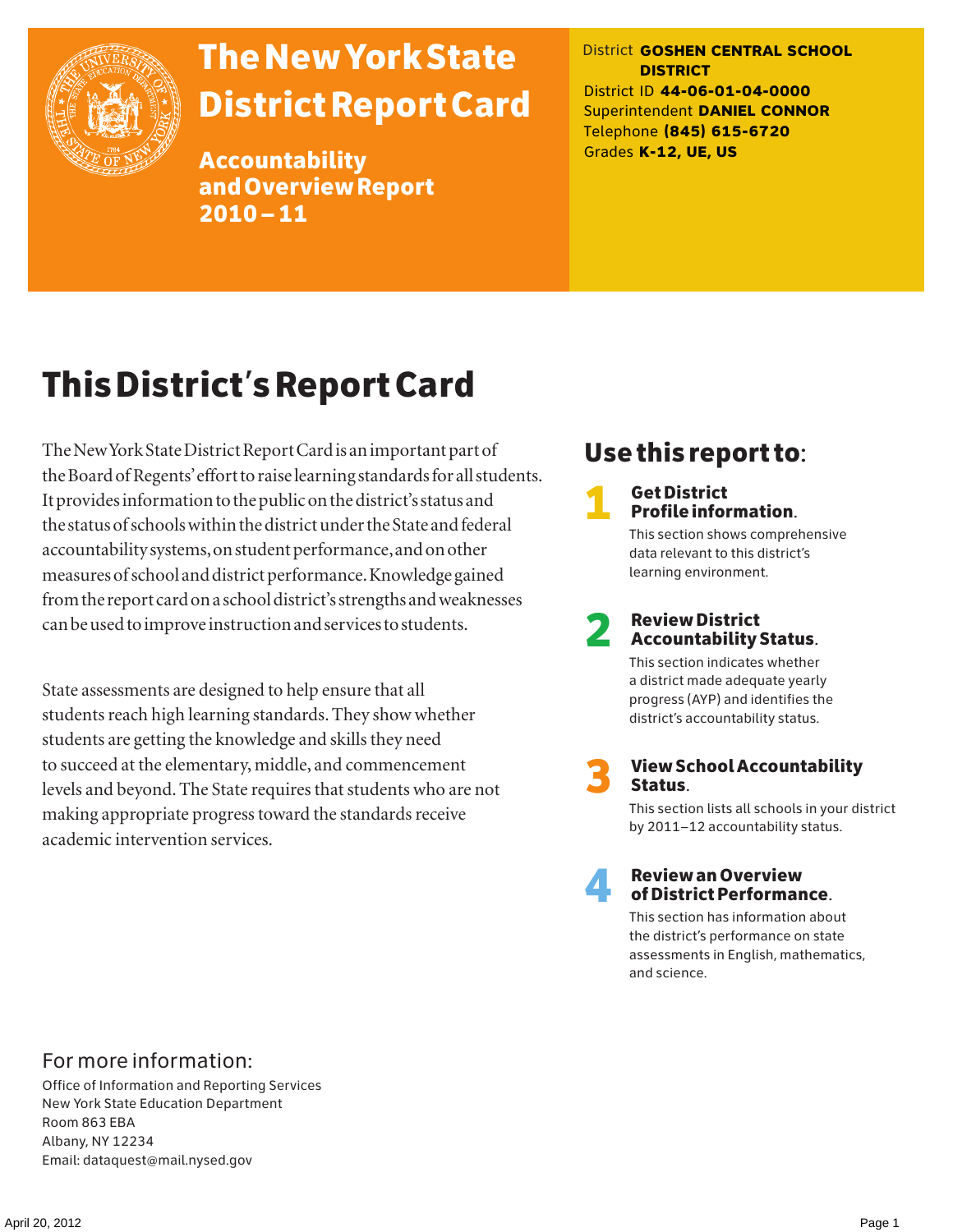# The New York State District Report Card

## Accountability and Overview Report 2010 – 11

District **GOSHEN CENTRAL SCHOOL DISTRICT**
District ID **44-06-01-04-0000**
Superintendent **DANIEL CONNOR**
Telephone **(845) 615-6720**
Grades **K-12, UE, US**

# This District's Report Card

The New York State District Report Card is an important part of the Board of Regents' effort to raise learning standards for all students. It provides information to the public on the district's status and the status of schools within the district under the State and federal accountability systems, on student performance, and on other measures of school and district performance. Knowledge gained from the report card on a school district's strengths and weaknesses can be used to improve instruction and services to students.

State assessments are designed to help ensure that all students reach high learning standards. They show whether students are getting the knowledge and skills they need to succeed at the elementary, middle, and commencement levels and beyond. The State requires that students who are not making appropriate progress toward the standards receive academic intervention services.

## Use this report to:

1. **Get District Profile information.**
   This section shows comprehensive data relevant to this district's learning environment.

2. **Review District Accountability Status.**
   This section indicates whether a district made adequate yearly progress (AYP) and identifies the district's accountability status.

3. **View School Accountability Status.**
   This section lists all schools in your district by 2011–12 accountability status.

4. **Review an Overview of District Performance.**
   This section has information about the district's performance on state assessments in English, mathematics, and science.

## For more information:

Office of Information and Reporting Services
New York State Education Department
Room 863 EBA
Albany, NY 12234
Email: dataquest@mail.nysed.gov

April 20, 2012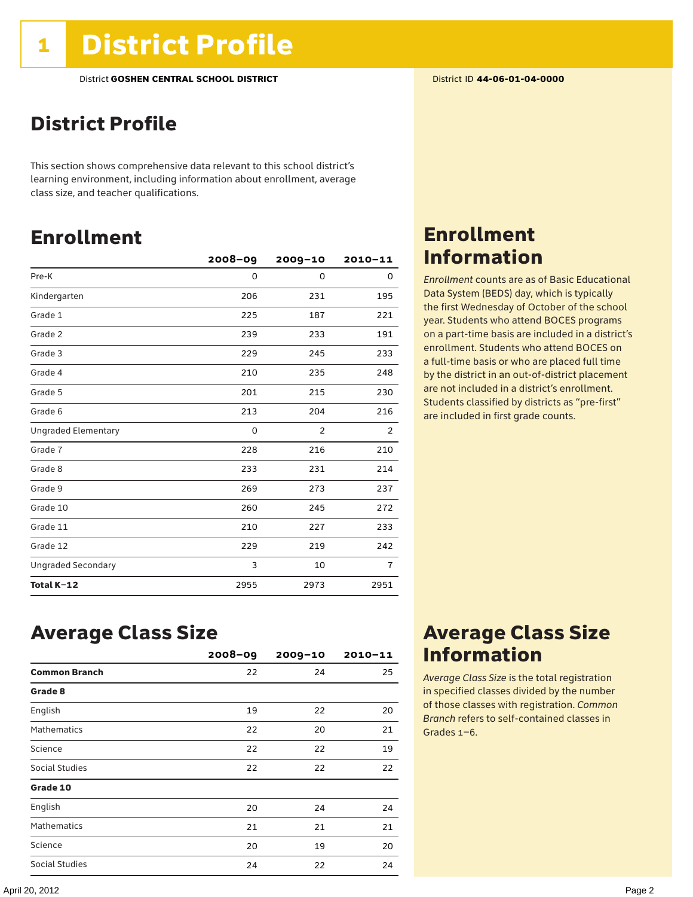# 1 District Profile

District **GOSHEN CENTRAL SCHOOL DISTRICT**

District ID **44-06-01-04-0000**

## District Profile

This section shows comprehensive data relevant to this school district's learning environment, including information about enrollment, average class size, and teacher qualifications.

## Enrollment

| | 2008–09 | 2009–10 | 2010–11 |
|---|---|---|---|
| Pre-K | 0 | 0 | 0 |
| Kindergarten | 206 | 231 | 195 |
| Grade 1 | 225 | 187 | 221 |
| Grade 2 | 239 | 233 | 191 |
| Grade 3 | 229 | 245 | 233 |
| Grade 4 | 210 | 235 | 248 |
| Grade 5 | 201 | 215 | 230 |
| Grade 6 | 213 | 204 | 216 |
| Ungraded Elementary | 0 | 2 | 2 |
| Grade 7 | 228 | 216 | 210 |
| Grade 8 | 233 | 231 | 214 |
| Grade 9 | 269 | 273 | 237 |
| Grade 10 | 260 | 245 | 272 |
| Grade 11 | 210 | 227 | 233 |
| Grade 12 | 229 | 219 | 242 |
| Ungraded Secondary | 3 | 10 | 7 |
| **Total K–12** | 2955 | 2973 | 2951 |

## Enrollment Information

*Enrollment* counts are as of Basic Educational Data System (BEDS) day, which is typically the first Wednesday of October of the school year. Students who attend BOCES programs on a part-time basis are included in a district's enrollment. Students who attend BOCES on a full-time basis or who are placed full time by the district in an out-of-district placement are not included in a district's enrollment. Students classified by districts as "pre-first" are included in first grade counts.

## Average Class Size

| | 2008–09 | 2009–10 | 2010–11 |
|---|---|---|---|
| **Common Branch** | 22 | 24 | 25 |
| **Grade 8** | | | |
| English | 19 | 22 | 20 |
| Mathematics | 22 | 20 | 21 |
| Science | 22 | 22 | 19 |
| Social Studies | 22 | 22 | 22 |
| **Grade 10** | | | |
| English | 20 | 24 | 24 |
| Mathematics | 21 | 21 | 21 |
| Science | 20 | 19 | 20 |
| Social Studies | 24 | 22 | 24 |

## Average Class Size Information

*Average Class Size* is the total registration in specified classes divided by the number of those classes with registration. *Common Branch* refers to self-contained classes in Grades 1–6.

April 20, 2012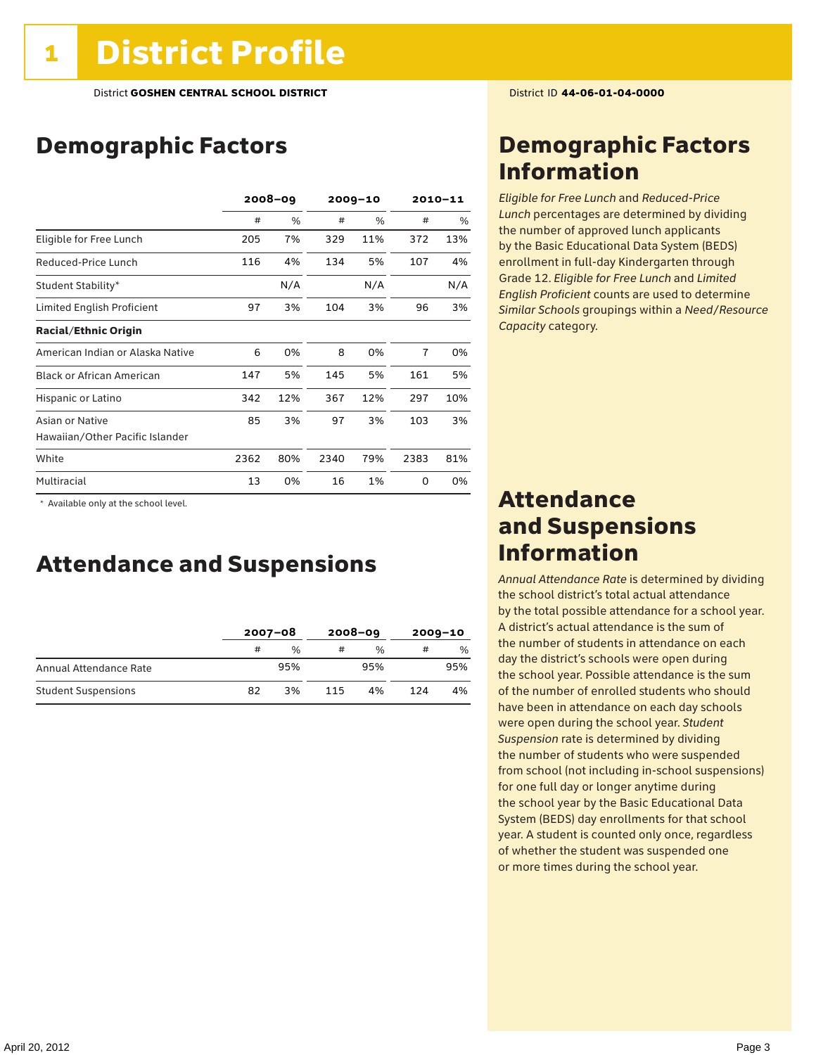# 1 District Profile

District **GOSHEN CENTRAL SCHOOL DISTRICT**

District ID **44-06-01-04-0000**

## Demographic Factors

| | 2008–09 | | 2009–10 | | 2010–11 | |
|---|---|---|---|---|---|---|
| | # | % | # | % | # | % |
| Eligible for Free Lunch | 205 | 7% | 329 | 11% | 372 | 13% |
| Reduced-Price Lunch | 116 | 4% | 134 | 5% | 107 | 4% |
| Student Stability* | | N/A | | N/A | | N/A |
| Limited English Proficient | 97 | 3% | 104 | 3% | 96 | 3% |
| **Racial/Ethnic Origin** | | | | | | |
| American Indian or Alaska Native | 6 | 0% | 8 | 0% | 7 | 0% |
| Black or African American | 147 | 5% | 145 | 5% | 161 | 5% |
| Hispanic or Latino | 342 | 12% | 367 | 12% | 297 | 10% |
| Asian or Native Hawaiian/Other Pacific Islander | 85 | 3% | 97 | 3% | 103 | 3% |
| White | 2362 | 80% | 2340 | 79% | 2383 | 81% |
| Multiracial | 13 | 0% | 16 | 1% | 0 | 0% |

\* Available only at the school level.

## Attendance and Suspensions

| | 2007–08 | | 2008–09 | | 2009–10 | |
|---|---|---|---|---|---|---|
| | # | % | # | % | # | % |
| Annual Attendance Rate | | 95% | | 95% | | 95% |
| Student Suspensions | 82 | 3% | 115 | 4% | 124 | 4% |

## Demographic Factors Information

*Eligible for Free Lunch* and *Reduced-Price Lunch* percentages are determined by dividing the number of approved lunch applicants by the Basic Educational Data System (BEDS) enrollment in full-day Kindergarten through Grade 12. *Eligible for Free Lunch* and *Limited English Proficient* counts are used to determine *Similar Schools* groupings within a *Need/Resource Capacity* category.

## Attendance and Suspensions Information

*Annual Attendance Rate* is determined by dividing the school district's total actual attendance by the total possible attendance for a school year. A district's actual attendance is the sum of the number of students in attendance on each day the district's schools were open during the school year. Possible attendance is the sum of the number of enrolled students who should have been in attendance on each day schools were open during the school year. *Student Suspension* rate is determined by dividing the number of students who were suspended from school (not including in-school suspensions) for one full day or longer anytime during the school year by the Basic Educational Data System (BEDS) day enrollments for that school year. A student is counted only once, regardless of whether the student was suspended one or more times during the school year.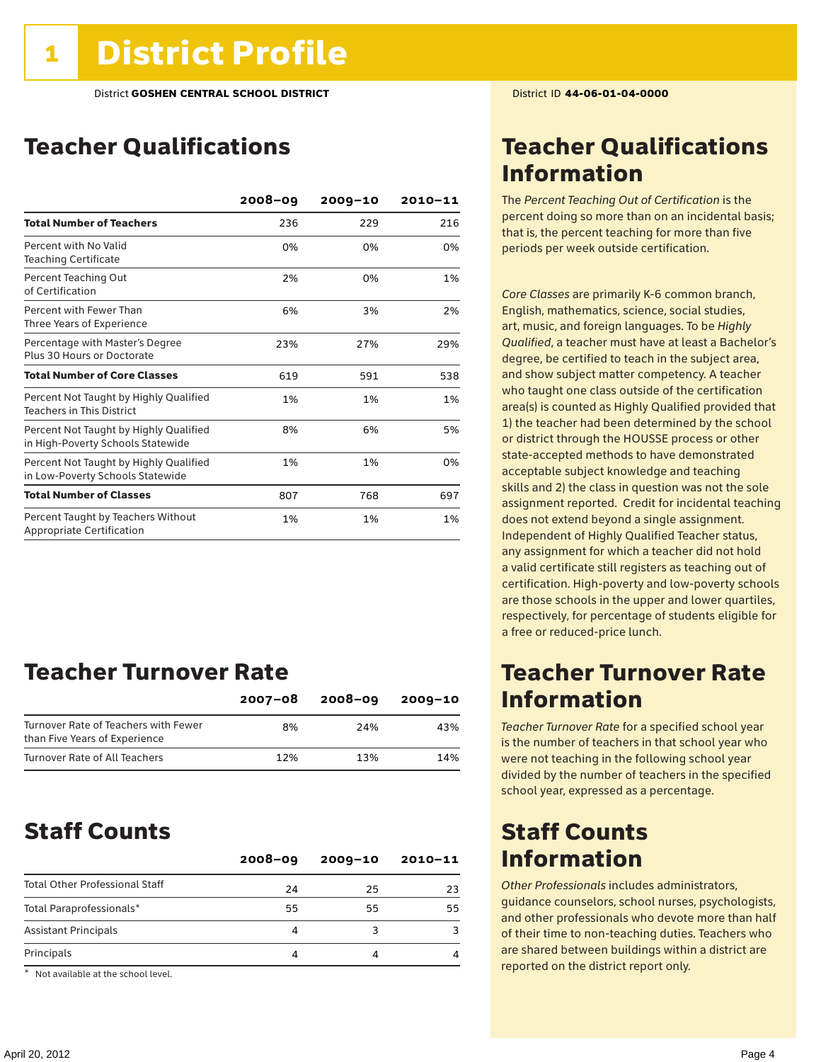# 1 District Profile

District **GOSHEN CENTRAL SCHOOL DISTRICT**

District ID **44-06-01-04-0000**

## Teacher Qualifications

| | 2008–09 | 2009–10 | 2010–11 |
|---|---|---|---|
| **Total Number of Teachers** | 236 | 229 | 216 |
| Percent with No Valid Teaching Certificate | 0% | 0% | 0% |
| Percent Teaching Out of Certification | 2% | 0% | 1% |
| Percent with Fewer Than Three Years of Experience | 6% | 3% | 2% |
| Percentage with Master's Degree Plus 30 Hours or Doctorate | 23% | 27% | 29% |
| **Total Number of Core Classes** | 619 | 591 | 538 |
| Percent Not Taught by Highly Qualified Teachers in This District | 1% | 1% | 1% |
| Percent Not Taught by Highly Qualified in High-Poverty Schools Statewide | 8% | 6% | 5% |
| Percent Not Taught by Highly Qualified in Low-Poverty Schools Statewide | 1% | 1% | 0% |
| **Total Number of Classes** | 807 | 768 | 697 |
| Percent Taught by Teachers Without Appropriate Certification | 1% | 1% | 1% |

## Teacher Qualifications Information

The *Percent Teaching Out of Certification* is the percent doing so more than on an incidental basis; that is, the percent teaching for more than five periods per week outside certification.

*Core Classes* are primarily K-6 common branch, English, mathematics, science, social studies, art, music, and foreign languages. To be *Highly Qualified*, a teacher must have at least a Bachelor's degree, be certified to teach in the subject area, and show subject matter competency. A teacher who taught one class outside of the certification area(s) is counted as Highly Qualified provided that 1) the teacher had been determined by the school or district through the HOUSSE process or other state-accepted methods to have demonstrated acceptable subject knowledge and teaching skills and 2) the class in question was not the sole assignment reported. Credit for incidental teaching does not extend beyond a single assignment. Independent of Highly Qualified Teacher status, any assignment for which a teacher did not hold a valid certificate still registers as teaching out of certification. High-poverty and low-poverty schools are those schools in the upper and lower quartiles, respectively, for percentage of students eligible for a free or reduced-price lunch.

## Teacher Turnover Rate

| | 2007–08 | 2008–09 | 2009–10 |
|---|---|---|---|
| Turnover Rate of Teachers with Fewer than Five Years of Experience | 8% | 24% | 43% |
| Turnover Rate of All Teachers | 12% | 13% | 14% |

## Teacher Turnover Rate Information

*Teacher Turnover Rate* for a specified school year is the number of teachers in that school year who were not teaching in the following school year divided by the number of teachers in the specified school year, expressed as a percentage.

## Staff Counts

| | 2008–09 | 2009–10 | 2010–11 |
|---|---|---|---|
| Total Other Professional Staff | 24 | 25 | 23 |
| Total Paraprofessionals* | 55 | 55 | 55 |
| Assistant Principals | 4 | 3 | 3 |
| Principals | 4 | 4 | 4 |

* Not available at the school level.

## Staff Counts Information

*Other Professionals* includes administrators, guidance counselors, school nurses, psychologists, and other professionals who devote more than half of their time to non-teaching duties. Teachers who are shared between buildings within a district are reported on the district report only.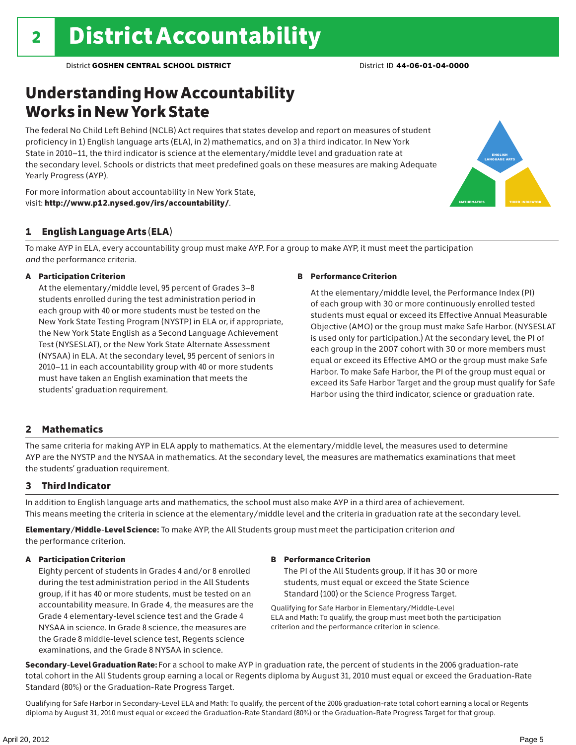# 2 District Accountability

District **GOSHEN CENTRAL SCHOOL DISTRICT** District ID **44-06-01-04-0000**

## Understanding How Accountability Works in New York State

The federal No Child Left Behind (NCLB) Act requires that states develop and report on measures of student proficiency in 1) English language arts (ELA), in 2) mathematics, and on 3) a third indicator. In New York State in 2010–11, the third indicator is science at the elementary/middle level and graduation rate at the secondary level. Schools or districts that meet predefined goals on these measures are making Adequate Yearly Progress (AYP).

ENGLISH LANGUAGE ARTS

MATHEMATICS

THIRD INDICATOR

For more information about accountability in New York State, visit: **http://www.p12.nysed.gov/irs/accountability/**.

### 1 English Language Arts (ELA)

To make AYP in ELA, every accountability group must make AYP. For a group to make AYP, it must meet the participation *and* the performance criteria.

**A Participation Criterion**

At the elementary/middle level, 95 percent of Grades 3–8 students enrolled during the test administration period in each group with 40 or more students must be tested on the New York State Testing Program (NYSTP) in ELA or, if appropriate, the New York State English as a Second Language Achievement Test (NYSESLAT), or the New York State Alternate Assessment (NYSAA) in ELA. At the secondary level, 95 percent of seniors in 2010–11 in each accountability group with 40 or more students must have taken an English examination that meets the students' graduation requirement.

**B Performance Criterion**

At the elementary/middle level, the Performance Index (PI) of each group with 30 or more continuously enrolled tested students must equal or exceed its Effective Annual Measurable Objective (AMO) or the group must make Safe Harbor. (NYSESLAT is used only for participation.) At the secondary level, the PI of each group in the 2007 cohort with 30 or more members must equal or exceed its Effective AMO or the group must make Safe Harbor. To make Safe Harbor, the PI of the group must equal or exceed its Safe Harbor Target and the group must qualify for Safe Harbor using the third indicator, science or graduation rate.

### 2 Mathematics

The same criteria for making AYP in ELA apply to mathematics. At the elementary/middle level, the measures used to determine AYP are the NYSTP and the NYSAA in mathematics. At the secondary level, the measures are mathematics examinations that meet the students' graduation requirement.

### 3 Third Indicator

In addition to English language arts and mathematics, the school must also make AYP in a third area of achievement. This means meeting the criteria in science at the elementary/middle level and the criteria in graduation rate at the secondary level.

**Elementary/Middle-Level Science:** To make AYP, the All Students group must meet the participation criterion *and* the performance criterion.

**A Participation Criterion**

Eighty percent of students in Grades 4 and/or 8 enrolled during the test administration period in the All Students group, if it has 40 or more students, must be tested on an accountability measure. In Grade 4, the measures are the Grade 4 elementary-level science test and the Grade 4 NYSAA in science. In Grade 8 science, the measures are the Grade 8 middle-level science test, Regents science examinations, and the Grade 8 NYSAA in science.

**B Performance Criterion**

The PI of the All Students group, if it has 30 or more students, must equal or exceed the State Science Standard (100) or the Science Progress Target.

Qualifying for Safe Harbor in Elementary/Middle-Level ELA and Math: To qualify, the group must meet both the participation criterion and the performance criterion in science.

**Secondary-Level Graduation Rate:** For a school to make AYP in graduation rate, the percent of students in the 2006 graduation-rate total cohort in the All Students group earning a local or Regents diploma by August 31, 2010 must equal or exceed the Graduation-Rate Standard (80%) or the Graduation-Rate Progress Target.

Qualifying for Safe Harbor in Secondary-Level ELA and Math: To qualify, the percent of the 2006 graduation-rate total cohort earning a local or Regents diploma by August 31, 2010 must equal or exceed the Graduation-Rate Standard (80%) or the Graduation-Rate Progress Target for that group.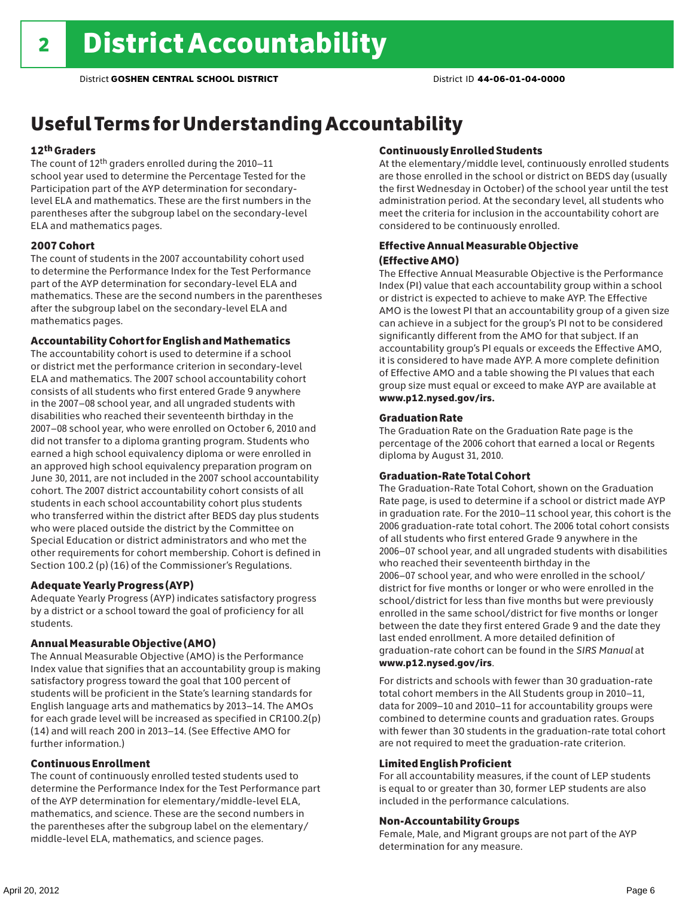# 2 District Accountability

District **GOSHEN CENTRAL SCHOOL DISTRICT** District ID **44-06-01-04-0000**

## Useful Terms for Understanding Accountability

### 12th Graders

The count of 12th graders enrolled during the 2010–11 school year used to determine the Percentage Tested for the Participation part of the AYP determination for secondary-level ELA and mathematics. These are the first numbers in the parentheses after the subgroup label on the secondary-level ELA and mathematics pages.

### 2007 Cohort

The count of students in the 2007 accountability cohort used to determine the Performance Index for the Test Performance part of the AYP determination for secondary-level ELA and mathematics. These are the second numbers in the parentheses after the subgroup label on the secondary-level ELA and mathematics pages.

### Accountability Cohort for English and Mathematics

The accountability cohort is used to determine if a school or district met the performance criterion in secondary-level ELA and mathematics. The 2007 school accountability cohort consists of all students who first entered Grade 9 anywhere in the 2007–08 school year, and all ungraded students with disabilities who reached their seventeenth birthday in the 2007–08 school year, who were enrolled on October 6, 2010 and did not transfer to a diploma granting program. Students who earned a high school equivalency diploma or were enrolled in an approved high school equivalency preparation program on June 30, 2011, are not included in the 2007 school accountability cohort. The 2007 district accountability cohort consists of all students in each school accountability cohort plus students who transferred within the district after BEDS day plus students who were placed outside the district by the Committee on Special Education or district administrators and who met the other requirements for cohort membership. Cohort is defined in Section 100.2 (p) (16) of the Commissioner's Regulations.

### Adequate Yearly Progress (AYP)

Adequate Yearly Progress (AYP) indicates satisfactory progress by a district or a school toward the goal of proficiency for all students.

### Annual Measurable Objective (AMO)

The Annual Measurable Objective (AMO) is the Performance Index value that signifies that an accountability group is making satisfactory progress toward the goal that 100 percent of students will be proficient in the State's learning standards for English language arts and mathematics by 2013–14. The AMOs for each grade level will be increased as specified in CR100.2(p)(14) and will reach 200 in 2013–14. (See Effective AMO for further information.)

### Continuous Enrollment

The count of continuously enrolled tested students used to determine the Performance Index for the Test Performance part of the AYP determination for elementary/middle-level ELA, mathematics, and science. These are the second numbers in the parentheses after the subgroup label on the elementary/middle-level ELA, mathematics, and science pages.

### Continuously Enrolled Students

At the elementary/middle level, continuously enrolled students are those enrolled in the school or district on BEDS day (usually the first Wednesday in October) of the school year until the test administration period. At the secondary level, all students who meet the criteria for inclusion in the accountability cohort are considered to be continuously enrolled.

### Effective Annual Measurable Objective (Effective AMO)

The Effective Annual Measurable Objective is the Performance Index (PI) value that each accountability group within a school or district is expected to achieve to make AYP. The Effective AMO is the lowest PI that an accountability group of a given size can achieve in a subject for the group's PI not to be considered significantly different from the AMO for that subject. If an accountability group's PI equals or exceeds the Effective AMO, it is considered to have made AYP. A more complete definition of Effective AMO and a table showing the PI values that each group size must equal or exceed to make AYP are available at **www.p12.nysed.gov/irs.**

### Graduation Rate

The Graduation Rate on the Graduation Rate page is the percentage of the 2006 cohort that earned a local or Regents diploma by August 31, 2010.

### Graduation-Rate Total Cohort

The Graduation-Rate Total Cohort, shown on the Graduation Rate page, is used to determine if a school or district made AYP in graduation rate. For the 2010–11 school year, this cohort is the 2006 graduation-rate total cohort. The 2006 total cohort consists of all students who first entered Grade 9 anywhere in the 2006–07 school year, and all ungraded students with disabilities who reached their seventeenth birthday in the 2006–07 school year, and who were enrolled in the school/district for five months or longer or who were enrolled in the school/district for less than five months but were previously enrolled in the same school/district for five months or longer between the date they first entered Grade 9 and the date they last ended enrollment. A more detailed definition of graduation-rate cohort can be found in the *SIRS Manual* at **www.p12.nysed.gov/irs**.

For districts and schools with fewer than 30 graduation-rate total cohort members in the All Students group in 2010–11, data for 2009–10 and 2010–11 for accountability groups were combined to determine counts and graduation rates. Groups with fewer than 30 students in the graduation-rate total cohort are not required to meet the graduation-rate criterion.

### Limited English Proficient

For all accountability measures, if the count of LEP students is equal to or greater than 30, former LEP students are also included in the performance calculations.

### Non-Accountability Groups

Female, Male, and Migrant groups are not part of the AYP determination for any measure.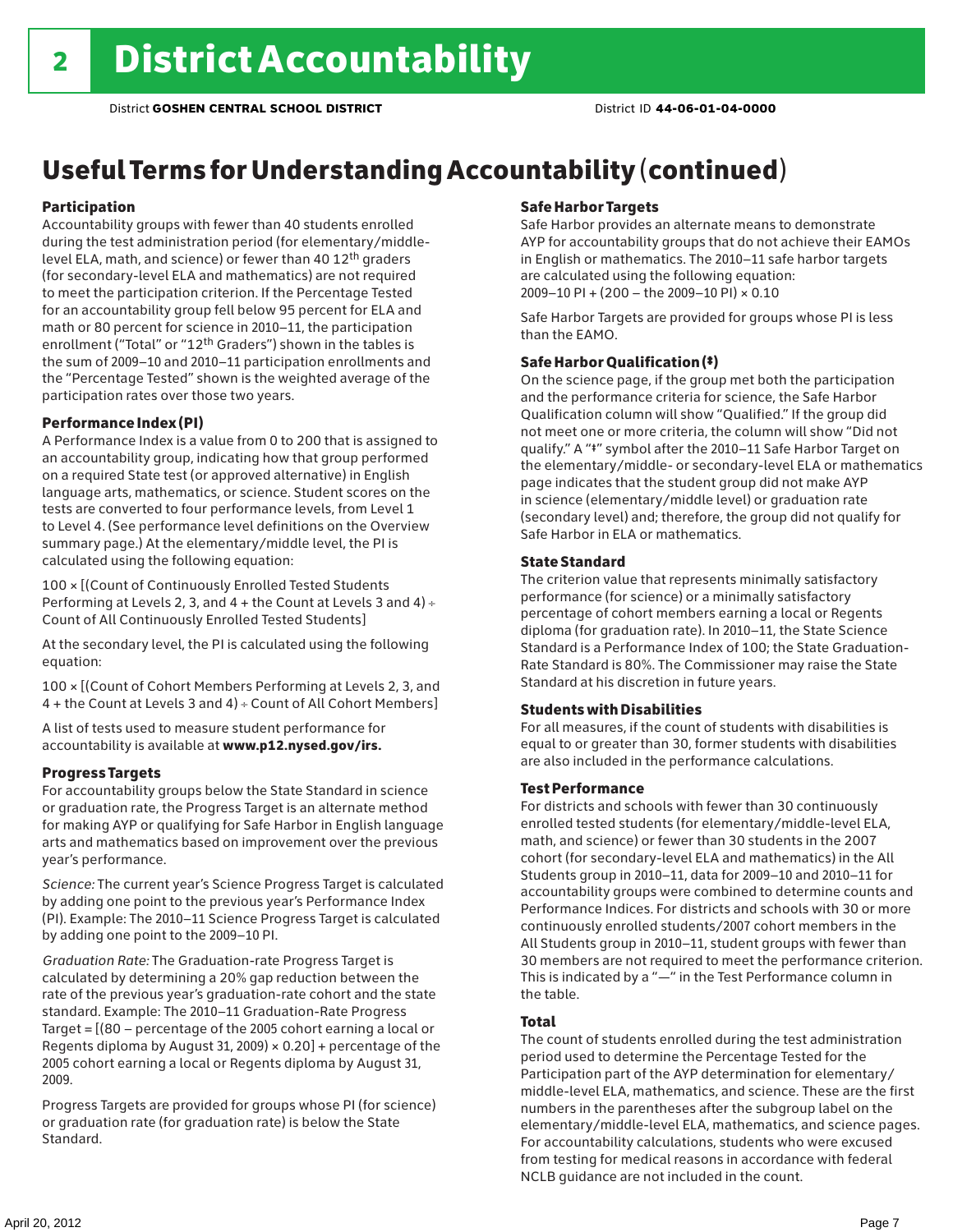# 2 District Accountability

District **GOSHEN CENTRAL SCHOOL DISTRICT** District ID **44-06-01-04-0000**

## Useful Terms for Understanding Accountability (continued)

### Participation

Accountability groups with fewer than 40 students enrolled during the test administration period (for elementary/middle-level ELA, math, and science) or fewer than 40 12th graders (for secondary-level ELA and mathematics) are not required to meet the participation criterion. If the Percentage Tested for an accountability group fell below 95 percent for ELA and math or 80 percent for science in 2010–11, the participation enrollment ("Total" or "12th Graders") shown in the tables is the sum of 2009–10 and 2010–11 participation enrollments and the "Percentage Tested" shown is the weighted average of the participation rates over those two years.

### Performance Index (PI)

A Performance Index is a value from 0 to 200 that is assigned to an accountability group, indicating how that group performed on a required State test (or approved alternative) in English language arts, mathematics, or science. Student scores on the tests are converted to four performance levels, from Level 1 to Level 4. (See performance level definitions on the Overview summary page.) At the elementary/middle level, the PI is calculated using the following equation:

100 × [(Count of Continuously Enrolled Tested Students Performing at Levels 2, 3, and 4 + the Count at Levels 3 and 4) ÷ Count of All Continuously Enrolled Tested Students]

At the secondary level, the PI is calculated using the following equation:

100 × [(Count of Cohort Members Performing at Levels 2, 3, and 4 + the Count at Levels 3 and 4) ÷ Count of All Cohort Members]

A list of tests used to measure student performance for accountability is available at **www.p12.nysed.gov/irs.**

### Progress Targets

For accountability groups below the State Standard in science or graduation rate, the Progress Target is an alternate method for making AYP or qualifying for Safe Harbor in English language arts and mathematics based on improvement over the previous year's performance.

*Science:* The current year's Science Progress Target is calculated by adding one point to the previous year's Performance Index (PI). Example: The 2010–11 Science Progress Target is calculated by adding one point to the 2009–10 PI.

*Graduation Rate:* The Graduation-rate Progress Target is calculated by determining a 20% gap reduction between the rate of the previous year's graduation-rate cohort and the state standard. Example: The 2010–11 Graduation-Rate Progress Target = [(80 – percentage of the 2005 cohort earning a local or Regents diploma by August 31, 2009) × 0.20] + percentage of the 2005 cohort earning a local or Regents diploma by August 31, 2009.

Progress Targets are provided for groups whose PI (for science) or graduation rate (for graduation rate) is below the State Standard.

### Safe Harbor Targets

Safe Harbor provides an alternate means to demonstrate AYP for accountability groups that do not achieve their EAMOs in English or mathematics. The 2010–11 safe harbor targets are calculated using the following equation:
2009–10 PI + (200 – the 2009–10 PI) × 0.10

Safe Harbor Targets are provided for groups whose PI is less than the EAMO.

### Safe Harbor Qualification (‡)

On the science page, if the group met both the participation and the performance criteria for science, the Safe Harbor Qualification column will show "Qualified." If the group did not meet one or more criteria, the column will show "Did not qualify." A "‡" symbol after the 2010–11 Safe Harbor Target on the elementary/middle- or secondary-level ELA or mathematics page indicates that the student group did not make AYP in science (elementary/middle level) or graduation rate (secondary level) and; therefore, the group did not qualify for Safe Harbor in ELA or mathematics.

### State Standard

The criterion value that represents minimally satisfactory performance (for science) or a minimally satisfactory percentage of cohort members earning a local or Regents diploma (for graduation rate). In 2010–11, the State Science Standard is a Performance Index of 100; the State Graduation-Rate Standard is 80%. The Commissioner may raise the State Standard at his discretion in future years.

### Students with Disabilities

For all measures, if the count of students with disabilities is equal to or greater than 30, former students with disabilities are also included in the performance calculations.

### Test Performance

For districts and schools with fewer than 30 continuously enrolled tested students (for elementary/middle-level ELA, math, and science) or fewer than 30 students in the 2007 cohort (for secondary-level ELA and mathematics) in the All Students group in 2010–11, data for 2009–10 and 2010–11 for accountability groups were combined to determine counts and Performance Indices. For districts and schools with 30 or more continuously enrolled students/2007 cohort members in the All Students group in 2010–11, student groups with fewer than 30 members are not required to meet the performance criterion. This is indicated by a "—" in the Test Performance column in the table.

### Total

The count of students enrolled during the test administration period used to determine the Percentage Tested for the Participation part of the AYP determination for elementary/middle-level ELA, mathematics, and science. These are the first numbers in the parentheses after the subgroup label on the elementary/middle-level ELA, mathematics, and science pages. For accountability calculations, students who were excused from testing for medical reasons in accordance with federal NCLB guidance are not included in the count.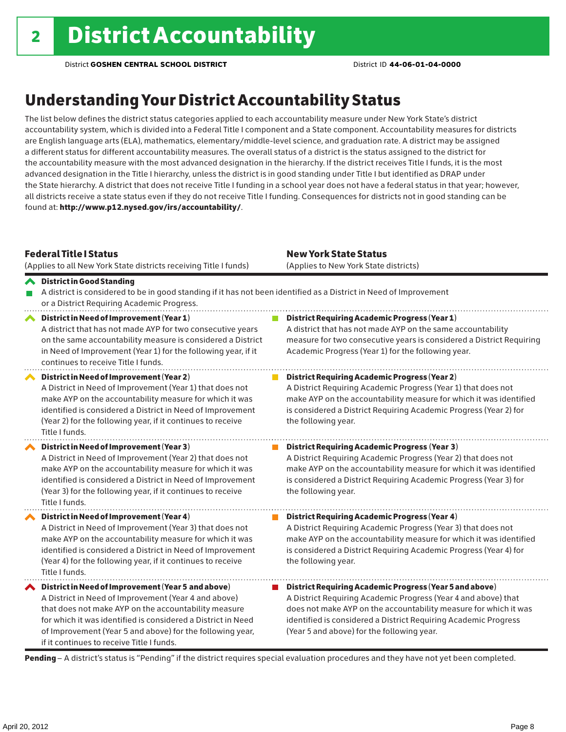# 2 District Accountability

District **GOSHEN CENTRAL SCHOOL DISTRICT** District ID **44-06-01-04-0000**

## Understanding Your District Accountability Status

The list below defines the district status categories applied to each accountability measure under New York State's district accountability system, which is divided into a Federal Title I component and a State component. Accountability measures for districts are English language arts (ELA), mathematics, elementary/middle-level science, and graduation rate. A district may be assigned a different status for different accountability measures. The overall status of a district is the status assigned to the district for the accountability measure with the most advanced designation in the hierarchy. If the district receives Title I funds, it is the most advanced designation in the Title I hierarchy, unless the district is in good standing under Title I but identified as DRAP under the State hierarchy. A district that does not receive Title I funding in a school year does not have a federal status in that year; however, all districts receive a state status even if they do not receive Title I funding. Consequences for districts not in good standing can be found at: **http://www.p12.nysed.gov/irs/accountability/**.

| **Federal Title I Status** (Applies to all New York State districts receiving Title I funds) | **New York State Status** (Applies to New York State districts) |
|---|---|
| **District in Good Standing** A district is considered to be in good standing if it has not been identified as a District in Need of Improvement or a District Requiring Academic Progress. | |
| **District in Need of Improvement (Year 1)** A district that has not made AYP for two consecutive years on the same accountability measure is considered a District in Need of Improvement (Year 1) for the following year, if it continues to receive Title I funds. | **District Requiring Academic Progress (Year 1)** A district that has not made AYP on the same accountability measure for two consecutive years is considered a District Requiring Academic Progress (Year 1) for the following year. |
| **District in Need of Improvement (Year 2)** A District in Need of Improvement (Year 1) that does not make AYP on the accountability measure for which it was identified is considered a District in Need of Improvement (Year 2) for the following year, if it continues to receive Title I funds. | **District Requiring Academic Progress (Year 2)** A District Requiring Academic Progress (Year 1) that does not make AYP on the accountability measure for which it was identified is considered a District Requiring Academic Progress (Year 2) for the following year. |
| **District in Need of Improvement (Year 3)** A District in Need of Improvement (Year 2) that does not make AYP on the accountability measure for which it was identified is considered a District in Need of Improvement (Year 3) for the following year, if it continues to receive Title I funds. | **District Requiring Academic Progress (Year 3)** A District Requiring Academic Progress (Year 2) that does not make AYP on the accountability measure for which it was identified is considered a District Requiring Academic Progress (Year 3) for the following year. |
| **District in Need of Improvement (Year 4)** A District in Need of Improvement (Year 3) that does not make AYP on the accountability measure for which it was identified is considered a District in Need of Improvement (Year 4) for the following year, if it continues to receive Title I funds. | **District Requiring Academic Progress (Year 4)** A District Requiring Academic Progress (Year 3) that does not make AYP on the accountability measure for which it was identified is considered a District Requiring Academic Progress (Year 4) for the following year. |
| **District in Need of Improvement (Year 5 and above)** A District in Need of Improvement (Year 4 and above) that does not make AYP on the accountability measure for which it was identified is considered a District in Need of Improvement (Year 5 and above) for the following year, if it continues to receive Title I funds. | **District Requiring Academic Progress (Year 5 and above)** A District Requiring Academic Progress (Year 4 and above) that does not make AYP on the accountability measure for which it was identified is considered a District Requiring Academic Progress (Year 5 and above) for the following year. |

**Pending** – A district's status is "Pending" if the district requires special evaluation procedures and they have not yet been completed.

April 20, 2012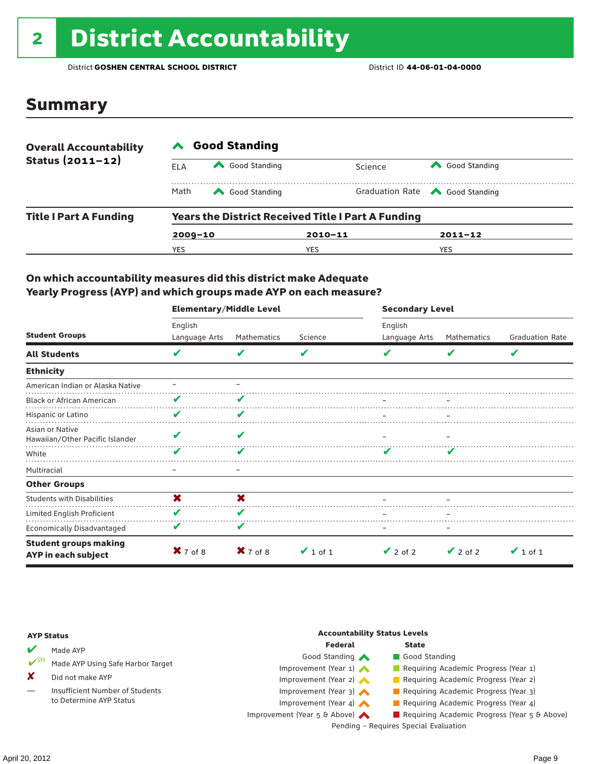# 2 District Accountability

District **GOSHEN CENTRAL SCHOOL DISTRICT** District ID **44-06-01-04-0000**

## Summary

| **Overall Accountability Status (2011–12)** | **Good Standing** | | |
|---|---|---|---|
| ELA | Good Standing | Science | Good Standing |
| Math | Good Standing | Graduation Rate | Good Standing |

**Title I Part A Funding**

| Years the District Received Title I Part A Funding | | |
|---|---|---|
| **2009–10** | **2010–11** | **2011–12** |
| YES | YES | YES |

### On which accountability measures did this district make Adequate Yearly Progress (AYP) and which groups made AYP on each measure?

| Student Groups | Elementary/Middle Level: English Language Arts | Elementary/Middle Level: Mathematics | Elementary/Middle Level: Science | Secondary Level: English Language Arts | Secondary Level: Mathematics | Secondary Level: Graduation Rate |
|---|---|---|---|---|---|---|
| **All Students** | ✔ | ✔ | ✔ | ✔ | ✔ | ✔ |
| **Ethnicity** | | | | | | |
| American Indian or Alaska Native | – | – | | | | |
| Black or African American | ✔ | ✔ | | – | – | |
| Hispanic or Latino | ✔ | ✔ | | – | – | |
| Asian or Native Hawaiian/Other Pacific Islander | ✔ | ✔ | | – | – | |
| White | ✔ | ✔ | | ✔ | ✔ | |
| Multiracial | – | – | | | | |
| **Other Groups** | | | | | | |
| Students with Disabilities | ✘ | ✘ | | – | – | |
| Limited English Proficient | ✔ | ✔ | | – | – | |
| Economically Disadvantaged | ✔ | ✔ | | – | – | |
| **Student groups making AYP in each subject** | ✘ 7 of 8 | ✘ 7 of 8 | ✔ 1 of 1 | ✔ 2 of 2 | ✔ 2 of 2 | ✔ 1 of 1 |

**AYP Status**

- ✔ Made AYP
- ✔SH Made AYP Using Safe Harbor Target
- ✘ Did not make AYP
- — Insufficient Number of Students to Determine AYP Status

**Accountability Status Levels**

| Federal | State |
|---|---|
| Good Standing | Good Standing |
| Improvement (Year 1) | Requiring Academic Progress (Year 1) |
| Improvement (Year 2) | Requiring Academic Progress (Year 2) |
| Improvement (Year 3) | Requiring Academic Progress (Year 3) |
| Improvement (Year 4) | Requiring Academic Progress (Year 4) |
| Improvement (Year 5 & Above) | Requiring Academic Progress (Year 5 & Above) |

Pending – Requires Special Evaluation

April 20, 2012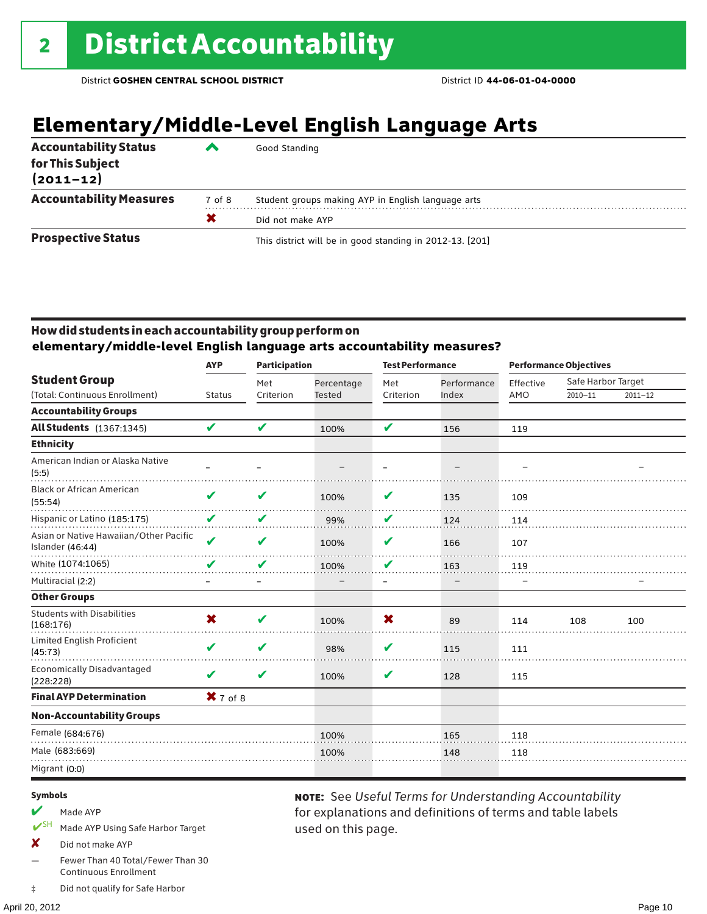# 2 District Accountability

District **GOSHEN CENTRAL SCHOOL DISTRICT** District ID **44-06-01-04-0000**

## Elementary/Middle-Level English Language Arts

| | | |
|---|---|---|
| **Accountability Status for This Subject (2011–12)** | ^ | Good Standing |
| **Accountability Measures** | 7 of 8 | Student groups making AYP in English language arts |
| | ✖ | Did not make AYP |
| **Prospective Status** | | This district will be in good standing in 2012-13. [201] |

### How did students in each accountability group perform on elementary/middle-level English language arts accountability measures?

| Student Group (Total: Continuous Enrollment) | AYP Status | Participation: Met Criterion | Participation: Percentage Tested | Test Performance: Met Criterion | Test Performance: Performance Index | Performance Objectives: Effective AMO | Safe Harbor Target 2010–11 | Safe Harbor Target 2011–12 |
|---|---|---|---|---|---|---|---|---|
| **Accountability Groups** | | | | | | | | |
| **All Students** (1367:1345) | ✔ | ✔ | 100% | ✔ | 156 | 119 | | |
| **Ethnicity** | | | | | | | | |
| American Indian or Alaska Native (5:5) | – | – | – | – | – | – | | – |
| Black or African American (55:54) | ✔ | ✔ | 100% | ✔ | 135 | 109 | | |
| Hispanic or Latino (185:175) | ✔ | ✔ | 99% | ✔ | 124 | 114 | | |
| Asian or Native Hawaiian/Other Pacific Islander (46:44) | ✔ | ✔ | 100% | ✔ | 166 | 107 | | |
| White (1074:1065) | ✔ | ✔ | 100% | ✔ | 163 | 119 | | |
| Multiracial (2:2) | – | – | – | – | – | – | | – |
| **Other Groups** | | | | | | | | |
| Students with Disabilities (168:176) | ✖ | ✔ | 100% | ✖ | 89 | 114 | 108 | 100 |
| Limited English Proficient (45:73) | ✔ | ✔ | 98% | ✔ | 115 | 111 | | |
| Economically Disadvantaged (228:228) | ✔ | ✔ | 100% | ✔ | 128 | 115 | | |
| **Final AYP Determination** | ✖ 7 of 8 | | | | | | | |
| **Non-Accountability Groups** | | | | | | | | |
| Female (684:676) | | | 100% | | 165 | 118 | | |
| Male (683:669) | | | 100% | | 148 | 118 | | |
| Migrant (0:0) | | | | | | | | |

**Symbols**

- ✔ Made AYP
- ✔SH Made AYP Using Safe Harbor Target
- ✖ Did not make AYP
- — Fewer Than 40 Total/Fewer Than 30 Continuous Enrollment
- ‡ Did not qualify for Safe Harbor

**NOTE:** See *Useful Terms for Understanding Accountability* for explanations and definitions of terms and table labels used on this page.

April 20, 2012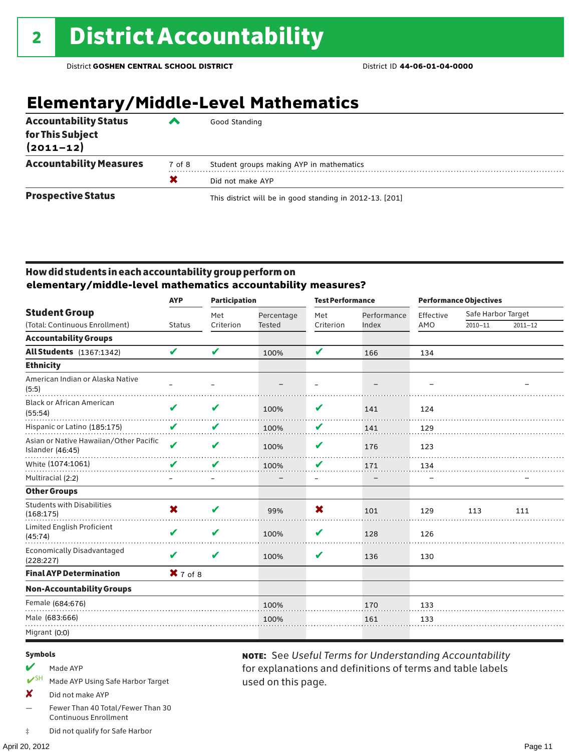# 2 District Accountability

District **GOSHEN CENTRAL SCHOOL DISTRICT** District ID **44-06-01-04-0000**

## Elementary/Middle-Level Mathematics

| | | |
|---|---|---|
| **Accountability Status for This Subject (2011–12)** | ^ | Good Standing |
| **Accountability Measures** | 7 of 8 | Student groups making AYP in mathematics |
| | ✘ | Did not make AYP |
| **Prospective Status** | | This district will be in good standing in 2012-13. [201] |

### How did students in each accountability group perform on elementary/middle-level mathematics accountability measures?

| Student Group (Total: Continuous Enrollment) | AYP Status | Participation: Met Criterion | Participation: Percentage Tested | Test Performance: Met Criterion | Test Performance: Performance Index | Performance Objectives: Effective AMO | Safe Harbor Target 2010–11 | Safe Harbor Target 2011–12 |
|---|---|---|---|---|---|---|---|---|
| **Accountability Groups** | | | | | | | | |
| **All Students** (1367:1342) | ✔ | ✔ | 100% | ✔ | 166 | 134 | | |
| **Ethnicity** | | | | | | | | |
| American Indian or Alaska Native (5:5) | – | – | – | – | – | – | | – |
| Black or African American (55:54) | ✔ | ✔ | 100% | ✔ | 141 | 124 | | |
| Hispanic or Latino (185:175) | ✔ | ✔ | 100% | ✔ | 141 | 129 | | |
| Asian or Native Hawaiian/Other Pacific Islander (46:45) | ✔ | ✔ | 100% | ✔ | 176 | 123 | | |
| White (1074:1061) | ✔ | ✔ | 100% | ✔ | 171 | 134 | | |
| Multiracial (2:2) | – | – | – | – | – | – | | – |
| **Other Groups** | | | | | | | | |
| Students with Disabilities (168:175) | ✘ | ✔ | 99% | ✘ | 101 | 129 | 113 | 111 |
| Limited English Proficient (45:74) | ✔ | ✔ | 100% | ✔ | 128 | 126 | | |
| Economically Disadvantaged (228:227) | ✔ | ✔ | 100% | ✔ | 136 | 130 | | |
| **Final AYP Determination** | ✘ 7 of 8 | | | | | | | |
| **Non-Accountability Groups** | | | | | | | | |
| Female (684:676) | | | 100% | | 170 | 133 | | |
| Male (683:666) | | | 100% | | 161 | 133 | | |
| Migrant (0:0) | | | | | | | | |

**Symbols**

- ✔ Made AYP
- ✔SH Made AYP Using Safe Harbor Target
- ✘ Did not make AYP
- — Fewer Than 40 Total/Fewer Than 30 Continuous Enrollment
- ‡ Did not qualify for Safe Harbor

**NOTE:** See *Useful Terms for Understanding Accountability* for explanations and definitions of terms and table labels used on this page.

April 20, 2012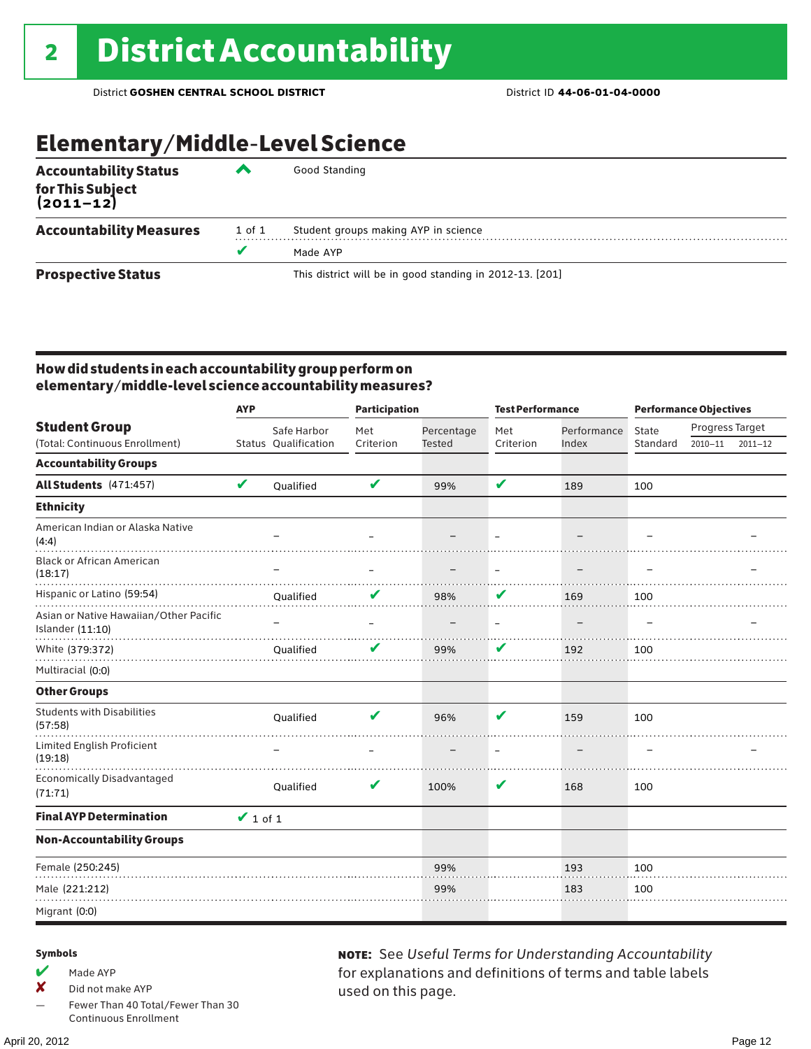# 2 District Accountability

District **GOSHEN CENTRAL SCHOOL DISTRICT** District ID **44-06-01-04-0000**

## Elementary/Middle-Level Science

| | | |
|---|---|---|
| **Accountability Status for This Subject (2011–12)** | ^ | Good Standing |
| **Accountability Measures** | 1 of 1 | Student groups making AYP in science |
| | ✔ | Made AYP |
| **Prospective Status** | | This district will be in good standing in 2012-13. [201] |

### How did students in each accountability group perform on elementary/middle-level science accountability measures?

| Student Group (Total: Continuous Enrollment) | AYP Status | AYP Safe Harbor Qualification | Participation Met Criterion | Participation Percentage Tested | Test Performance Met Criterion | Test Performance Performance Index | Performance Objectives State Standard | Progress Target 2010–11 | Progress Target 2011–12 |
|---|---|---|---|---|---|---|---|---|---|
| **Accountability Groups** | | | | | | | | | |
| **All Students** (471:457) | ✔ | Qualified | ✔ | 99% | ✔ | 189 | 100 | | |
| **Ethnicity** | | | | | | | | | |
| American Indian or Alaska Native (4:4) | | – | – | – | – | – | – | | – |
| Black or African American (18:17) | | – | – | – | – | – | – | | – |
| Hispanic or Latino (59:54) | | Qualified | ✔ | 98% | ✔ | 169 | 100 | | |
| Asian or Native Hawaiian/Other Pacific Islander (11:10) | | – | – | – | – | – | – | | – |
| White (379:372) | | Qualified | ✔ | 99% | ✔ | 192 | 100 | | |
| Multiracial (0:0) | | | | | | | | | |
| **Other Groups** | | | | | | | | | |
| Students with Disabilities (57:58) | | Qualified | ✔ | 96% | ✔ | 159 | 100 | | |
| Limited English Proficient (19:18) | | – | – | – | – | – | – | | – |
| Economically Disadvantaged (71:71) | | Qualified | ✔ | 100% | ✔ | 168 | 100 | | |
| **Final AYP Determination** | ✔ 1 of 1 | | | | | | | | |
| **Non-Accountability Groups** | | | | | | | | | |
| Female (250:245) | | | | 99% | | 193 | 100 | | |
| Male (221:212) | | | | 99% | | 183 | 100 | | |
| Migrant (0:0) | | | | | | | | | |

**Symbols**

- ✔ Made AYP
- ✘ Did not make AYP
- — Fewer Than 40 Total/Fewer Than 30 Continuous Enrollment

**NOTE:** See *Useful Terms for Understanding Accountability* for explanations and definitions of terms and table labels used on this page.

April 20, 2012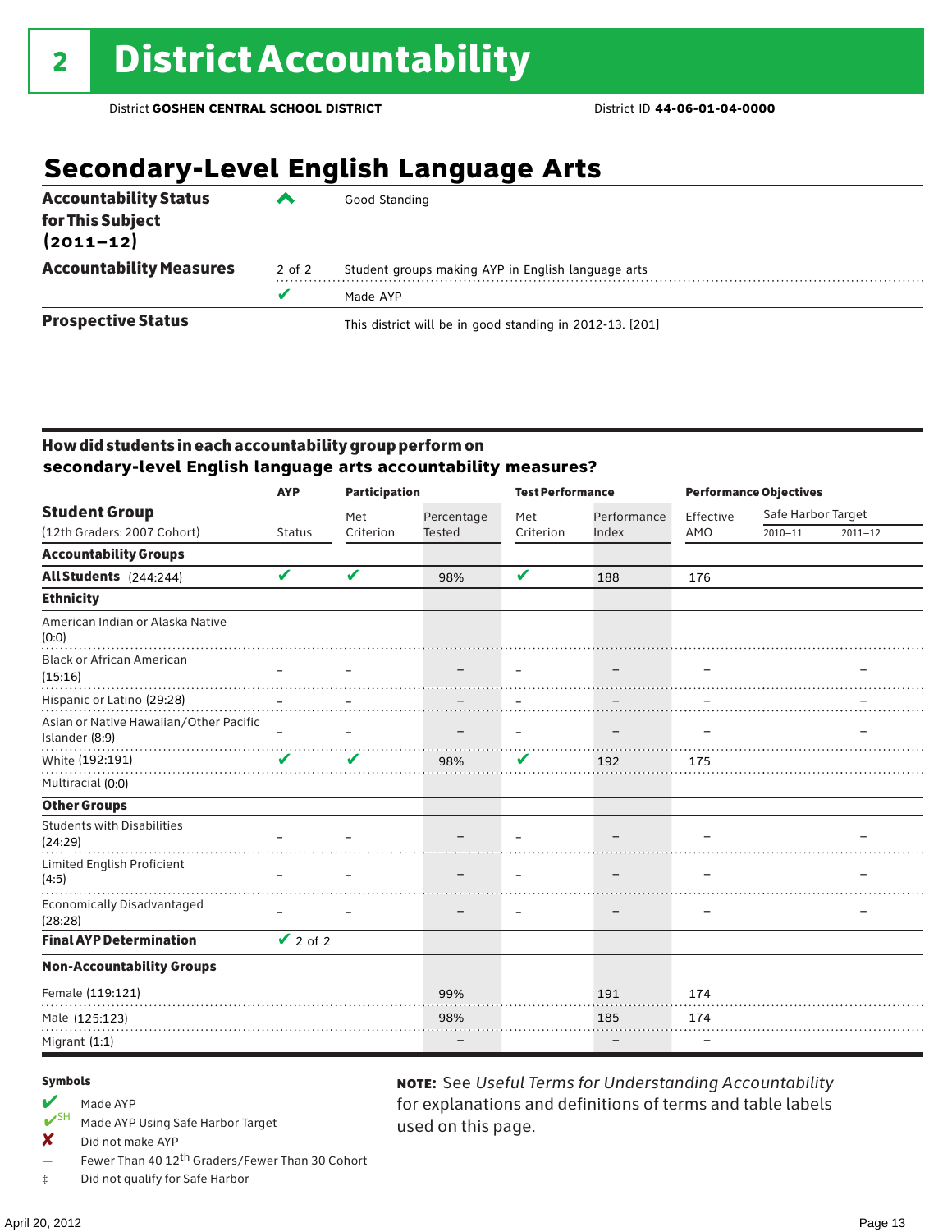# 2 District Accountability

District **GOSHEN CENTRAL SCHOOL DISTRICT** District ID **44-06-01-04-0000**

## Secondary-Level English Language Arts

| | | |
|---|---|---|
| **Accountability Status for This Subject (2011–12)** | ^ | Good Standing |
| **Accountability Measures** | 2 of 2 | Student groups making AYP in English language arts |
| | ✔ | Made AYP |
| **Prospective Status** | | This district will be in good standing in 2012-13. [201] |

### How did students in each accountability group perform on secondary-level English language arts accountability measures?

| Student Group (12th Graders: 2007 Cohort) | AYP Status | Participation Met Criterion | Participation Percentage Tested | Test Performance Met Criterion | Test Performance Performance Index | Performance Objectives Effective AMO | Safe Harbor Target 2010–11 | Safe Harbor Target 2011–12 |
|---|---|---|---|---|---|---|---|---|
| **Accountability Groups** | | | | | | | | |
| **All Students** (244:244) | ✔ | ✔ | 98% | ✔ | 188 | 176 | | |
| **Ethnicity** | | | | | | | | |
| American Indian or Alaska Native (0:0) | | | | | | | | |
| Black or African American (15:16) | – | – | – | – | – | – | | – |
| Hispanic or Latino (29:28) | – | – | – | – | – | – | | – |
| Asian or Native Hawaiian/Other Pacific Islander (8:9) | – | – | – | – | – | – | | – |
| White (192:191) | ✔ | ✔ | 98% | ✔ | 192 | 175 | | |
| Multiracial (0:0) | | | | | | | | |
| **Other Groups** | | | | | | | | |
| Students with Disabilities (24:29) | – | – | – | – | – | – | | – |
| Limited English Proficient (4:5) | – | – | – | – | – | – | | – |
| Economically Disadvantaged (28:28) | – | – | – | – | – | – | | – |
| **Final AYP Determination** | ✔ 2 of 2 | | | | | | | |
| **Non-Accountability Groups** | | | | | | | | |
| Female (119:121) | | | 99% | | 191 | 174 | | |
| Male (125:123) | | | 98% | | 185 | 174 | | |
| Migrant (1:1) | | | – | | – | – | | |

**Symbols**

- ✔ Made AYP
- ✔SH Made AYP Using Safe Harbor Target
- ✘ Did not make AYP
- — Fewer Than 40 12th Graders/Fewer Than 30 Cohort
- ‡ Did not qualify for Safe Harbor

**NOTE:** See *Useful Terms for Understanding Accountability* for explanations and definitions of terms and table labels used on this page.

April 20, 2012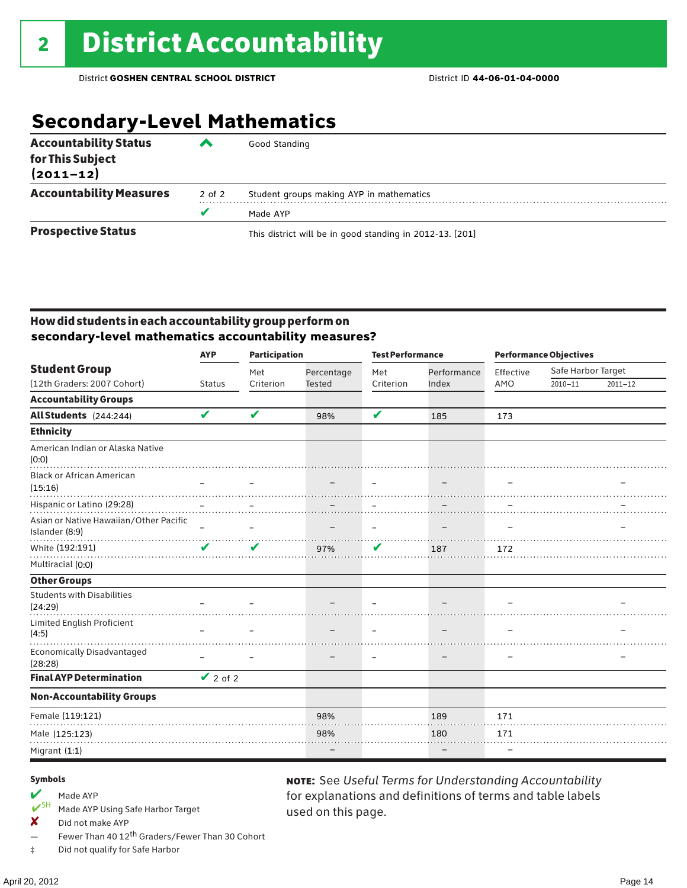# 2 District Accountability

District **GOSHEN CENTRAL SCHOOL DISTRICT** District ID **44-06-01-04-0000**

## Secondary-Level Mathematics

| | | |
|---|---|---|
| **Accountability Status for This Subject (2011–12)** | ^ | Good Standing |
| **Accountability Measures** | 2 of 2 | Student groups making AYP in mathematics |
| | ✔ | Made AYP |
| **Prospective Status** | | This district will be in good standing in 2012-13. [201] |

### How did students in each accountability group perform on secondary-level mathematics accountability measures?

| Student Group (12th Graders: 2007 Cohort) | AYP Status | Participation: Met Criterion | Participation: Percentage Tested | Test Performance: Met Criterion | Test Performance: Performance Index | Performance Objectives: Effective AMO | Safe Harbor Target 2010–11 | Safe Harbor Target 2011–12 |
|---|---|---|---|---|---|---|---|---|
| **Accountability Groups** | | | | | | | | |
| **All Students** (244:244) | ✔ | ✔ | 98% | ✔ | 185 | 173 | | |
| **Ethnicity** | | | | | | | | |
| American Indian or Alaska Native (0:0) | | | | | | | | |
| Black or African American (15:16) | – | – | – | – | – | – | | – |
| Hispanic or Latino (29:28) | – | – | – | – | – | – | | – |
| Asian or Native Hawaiian/Other Pacific Islander (8:9) | – | – | – | – | – | – | | – |
| White (192:191) | ✔ | ✔ | 97% | ✔ | 187 | 172 | | |
| Multiracial (0:0) | | | | | | | | |
| **Other Groups** | | | | | | | | |
| Students with Disabilities (24:29) | – | – | – | – | – | – | | – |
| Limited English Proficient (4:5) | – | – | – | – | – | – | | – |
| Economically Disadvantaged (28:28) | – | – | – | – | – | – | | – |
| **Final AYP Determination** | ✔ 2 of 2 | | | | | | | |
| **Non-Accountability Groups** | | | | | | | | |
| Female (119:121) | | | 98% | | 189 | 171 | | |
| Male (125:123) | | | 98% | | 180 | 171 | | |
| Migrant (1:1) | | | – | | – | – | | |

**Symbols**

- ✔ Made AYP
- ✔SH Made AYP Using Safe Harbor Target
- ✘ Did not make AYP
- — Fewer Than 40 12th Graders/Fewer Than 30 Cohort
- ‡ Did not qualify for Safe Harbor

**NOTE:** See *Useful Terms for Understanding Accountability* for explanations and definitions of terms and table labels used on this page.

April 20, 2012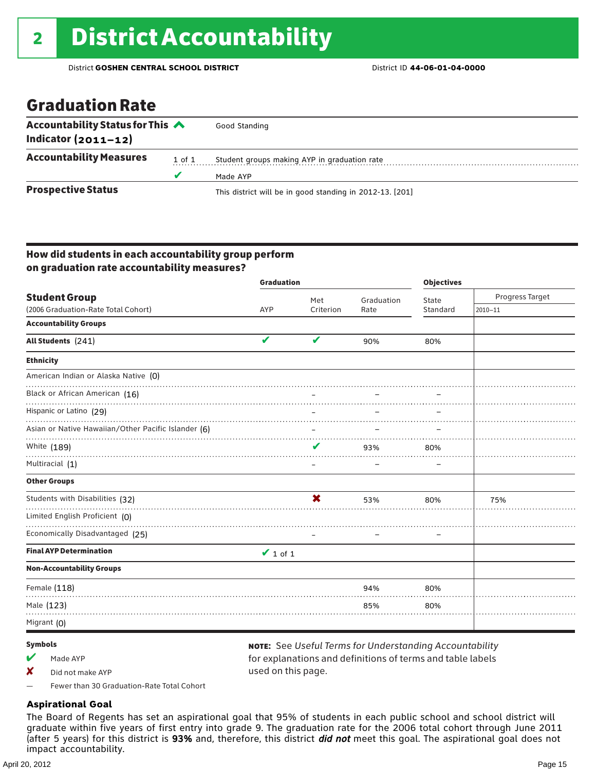# 2 District Accountability

District **GOSHEN CENTRAL SCHOOL DISTRICT** District ID **44-06-01-04-0000**

## Graduation Rate

| | | |
|---|---|---|
| **Accountability Status for This Indicator (2011–12)** | | Good Standing |
| **Accountability Measures** | 1 of 1 | Student groups making AYP in graduation rate |
| | ✔ | Made AYP |
| **Prospective Status** | | This district will be in good standing in 2012-13. [201] |

### How did students in each accountability group perform on graduation rate accountability measures?

| Student Group (2006 Graduation-Rate Total Cohort) | Graduation AYP | Met Criterion | Graduation Rate | Objectives State Standard | Progress Target 2010–11 |
|---|---|---|---|---|---|
| **Accountability Groups** | | | | | |
| **All Students** (241) | ✔ | ✔ | 90% | 80% | |
| **Ethnicity** | | | | | |
| American Indian or Alaska Native (0) | | | | | |
| Black or African American (16) | | – | – | – | |
| Hispanic or Latino (29) | | – | – | – | |
| Asian or Native Hawaiian/Other Pacific Islander (6) | | – | – | – | |
| White (189) | | ✔ | 93% | 80% | |
| Multiracial (1) | | – | – | – | |
| **Other Groups** | | | | | |
| Students with Disabilities (32) | | ✘ | 53% | 80% | 75% |
| Limited English Proficient (0) | | | | | |
| Economically Disadvantaged (25) | | – | – | – | |
| **Final AYP Determination** | ✔ 1 of 1 | | | | |
| **Non-Accountability Groups** | | | | | |
| Female (118) | | | 94% | 80% | |
| Male (123) | | | 85% | 80% | |
| Migrant (0) | | | | | |

**Symbols**

- ✔ Made AYP
- ✘ Did not make AYP
- — Fewer than 30 Graduation-Rate Total Cohort

**NOTE:** See *Useful Terms for Understanding Accountability* for explanations and definitions of terms and table labels used on this page.

### Aspirational Goal

The Board of Regents has set an aspirational goal that 95% of students in each public school and school district will graduate within five years of first entry into grade 9. The graduation rate for the 2006 total cohort through June 2011 (after 5 years) for this district is **93%** and, therefore, this district ***did not*** meet this goal. The aspirational goal does not impact accountability.

April 20, 2012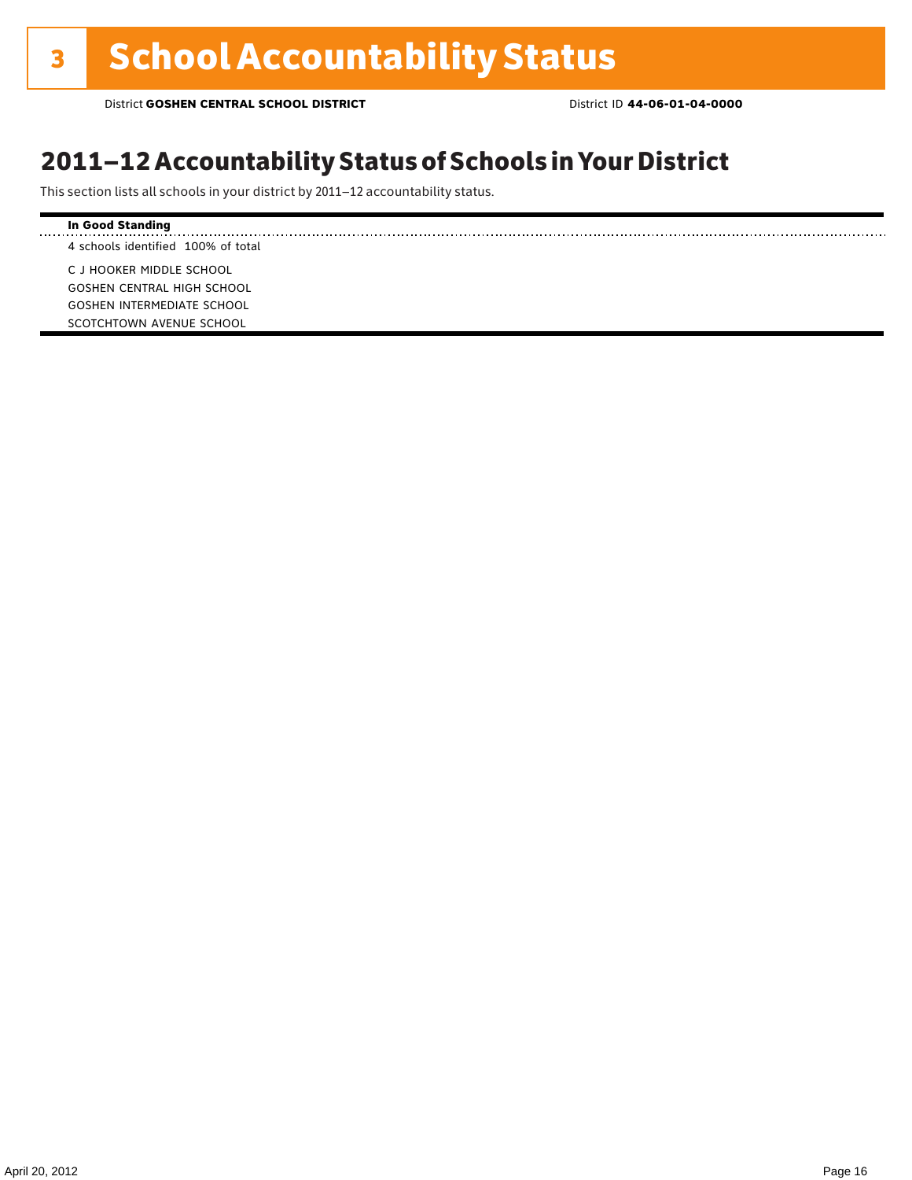# 3 School Accountability Status

District **GOSHEN CENTRAL SCHOOL DISTRICT** District ID **44-06-01-04-0000**

## 2011–12 Accountability Status of Schools in Your District

This section lists all schools in your district by 2011–12 accountability status.

**In Good Standing**

4 schools identified 100% of total

C J HOOKER MIDDLE SCHOOL
GOSHEN CENTRAL HIGH SCHOOL
GOSHEN INTERMEDIATE SCHOOL
SCOTCHTOWN AVENUE SCHOOL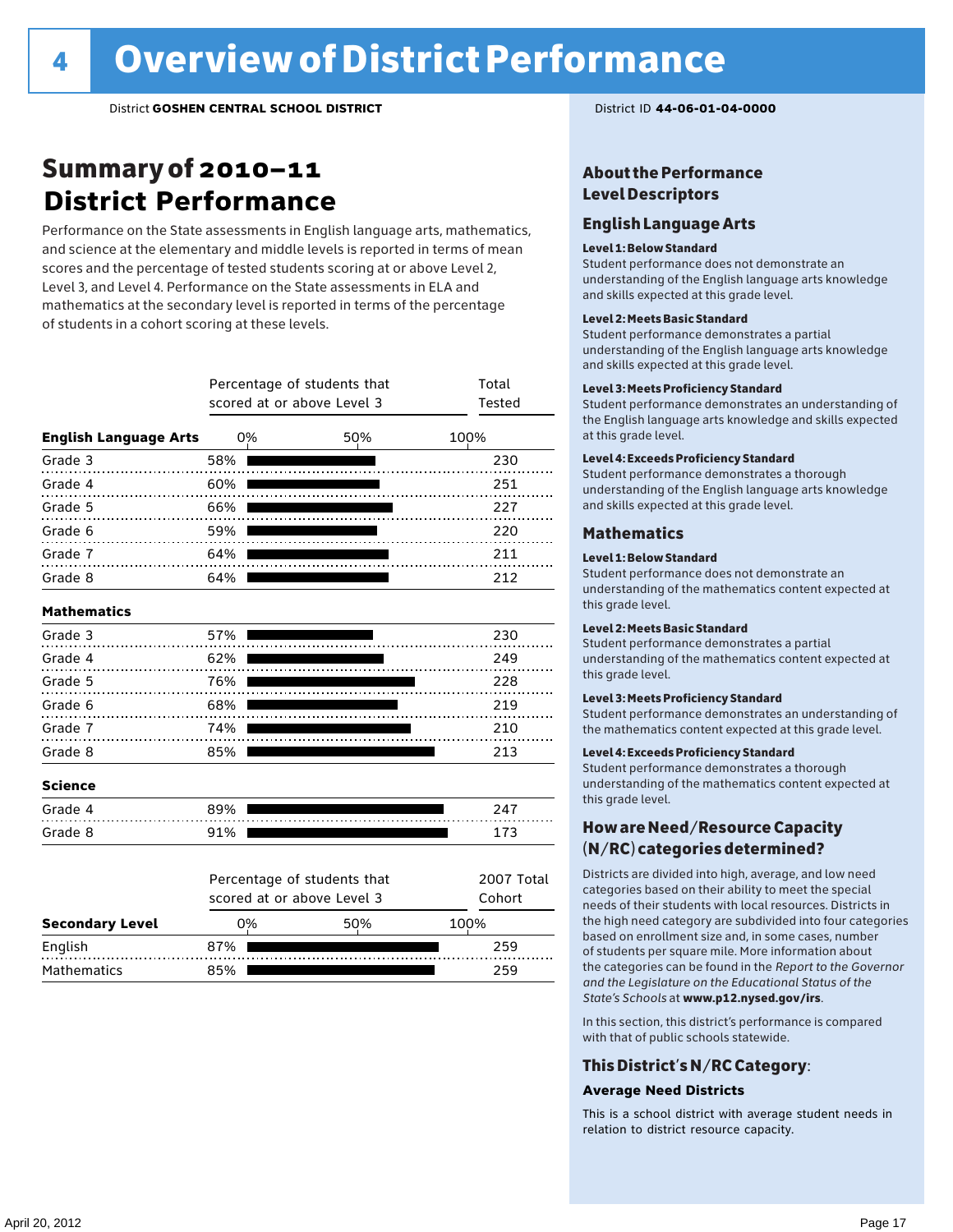# 4 Overview of District Performance

District **GOSHEN CENTRAL SCHOOL DISTRICT** District ID **44-06-01-04-0000**

## Summary of 2010–11 District Performance

Performance on the State assessments in English language arts, mathematics, and science at the elementary and middle levels is reported in terms of mean scores and the percentage of tested students scoring at or above Level 2, Level 3, and Level 4. Performance on the State assessments in ELA and mathematics at the secondary level is reported in terms of the percentage of students in a cohort scoring at these levels.

| | Percentage of students that scored at or above Level 3 | Total Tested |
|---|---|---|
| **English Language Arts** | | |
| Grade 3 | 58% | 230 |
| Grade 4 | 60% | 251 |
| Grade 5 | 66% | 227 |
| Grade 6 | 59% | 220 |
| Grade 7 | 64% | 211 |
| Grade 8 | 64% | 212 |
| **Mathematics** | | |
| Grade 3 | 57% | 230 |
| Grade 4 | 62% | 249 |
| Grade 5 | 76% | 228 |
| Grade 6 | 68% | 219 |
| Grade 7 | 74% | 210 |
| Grade 8 | 85% | 213 |
| **Science** | | |
| Grade 4 | 89% | 247 |
| Grade 8 | 91% | 173 |

| Secondary Level | Percentage of students that scored at or above Level 3 | 2007 Total Cohort |
|---|---|---|
| English | 87% | 259 |
| Mathematics | 85% | 259 |

## About the Performance Level Descriptors

### English Language Arts

**Level 1: Below Standard**
Student performance does not demonstrate an understanding of the English language arts knowledge and skills expected at this grade level.

**Level 2: Meets Basic Standard**
Student performance demonstrates a partial understanding of the English language arts knowledge and skills expected at this grade level.

**Level 3: Meets Proficiency Standard**
Student performance demonstrates an understanding of the English language arts knowledge and skills expected at this grade level.

**Level 4: Exceeds Proficiency Standard**
Student performance demonstrates a thorough understanding of the English language arts knowledge and skills expected at this grade level.

### Mathematics

**Level 1: Below Standard**
Student performance does not demonstrate an understanding of the mathematics content expected at this grade level.

**Level 2: Meets Basic Standard**
Student performance demonstrates a partial understanding of the mathematics content expected at this grade level.

**Level 3: Meets Proficiency Standard**
Student performance demonstrates an understanding of the mathematics content expected at this grade level.

**Level 4: Exceeds Proficiency Standard**
Student performance demonstrates a thorough understanding of the mathematics content expected at this grade level.

## How are Need/Resource Capacity (N/RC) categories determined?

Districts are divided into high, average, and low need categories based on their ability to meet the special needs of their students with local resources. Districts in the high need category are subdivided into four categories based on enrollment size and, in some cases, number of students per square mile. More information about the categories can be found in the *Report to the Governor and the Legislature on the Educational Status of the State's Schools* at **www.p12.nysed.gov/irs**.

In this section, this district's performance is compared with that of public schools statewide.

## This District's N/RC Category:

**Average Need Districts**

This is a school district with average student needs in relation to district resource capacity.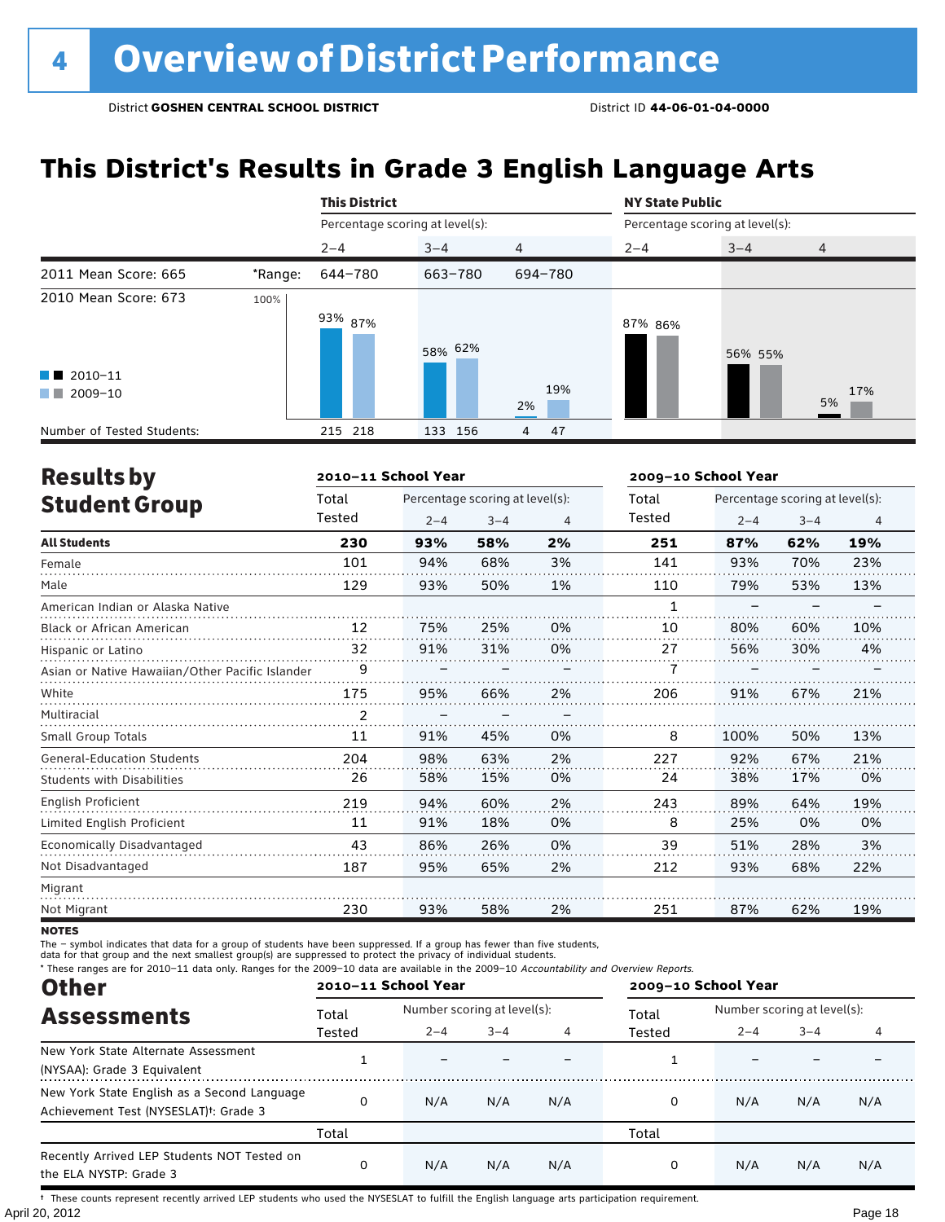# 4 Overview of District Performance

District **GOSHEN CENTRAL SCHOOL DISTRICT** District ID **44-06-01-04-0000**

## This District's Results in Grade 3 English Language Arts

| | | This District | | | NY State Public | | |
|---|---|---|---|---|---|---|---|
| | | Percentage scoring at level(s): | | | Percentage scoring at level(s): | | |
| | | 2–4 | 3–4 | 4 | 2–4 | 3–4 | 4 |
| 2011 Mean Score: 665 | *Range: | 644–780 | 663–780 | 694–780 | | | |
| 2010 Mean Score: 673 | | | | | | | |
| 2010–11 | | 93% | 58% | 2% | 87% | 56% | 5% |
| 2009–10 | | 87% | 62% | 19% | 86% | 55% | 17% |
| Number of Tested Students: | | 215 218 | 133 156 | 4 47 | | | |

## Results by Student Group

| | 2010–11 School Year | | | | 2009–10 School Year | | | |
|---|---|---|---|---|---|---|---|---|
| | Total Tested | Percentage scoring at level(s): 2–4 | 3–4 | 4 | Total Tested | Percentage scoring at level(s): 2–4 | 3–4 | 4 |
| **All Students** | **230** | **93%** | **58%** | **2%** | **251** | **87%** | **62%** | **19%** |
| Female | 101 | 94% | 68% | 3% | 141 | 93% | 70% | 23% |
| Male | 129 | 93% | 50% | 1% | 110 | 79% | 53% | 13% |
| American Indian or Alaska Native | | | | | 1 | – | – | – |
| Black or African American | 12 | 75% | 25% | 0% | 10 | 80% | 60% | 10% |
| Hispanic or Latino | 32 | 91% | 31% | 0% | 27 | 56% | 30% | 4% |
| Asian or Native Hawaiian/Other Pacific Islander | 9 | – | – | – | 7 | – | – | – |
| White | 175 | 95% | 66% | 2% | 206 | 91% | 67% | 21% |
| Multiracial | 2 | – | – | – | | | | |
| Small Group Totals | 11 | 91% | 45% | 0% | 8 | 100% | 50% | 13% |
| General-Education Students | 204 | 98% | 63% | 2% | 227 | 92% | 67% | 21% |
| Students with Disabilities | 26 | 58% | 15% | 0% | 24 | 38% | 17% | 0% |
| English Proficient | 219 | 94% | 60% | 2% | 243 | 89% | 64% | 19% |
| Limited English Proficient | 11 | 91% | 18% | 0% | 8 | 25% | 0% | 0% |
| Economically Disadvantaged | 43 | 86% | 26% | 0% | 39 | 51% | 28% | 3% |
| Not Disadvantaged | 187 | 95% | 65% | 2% | 212 | 93% | 68% | 22% |
| Migrant | | | | | | | | |
| Not Migrant | 230 | 93% | 58% | 2% | 251 | 87% | 62% | 19% |

**NOTES**

The – symbol indicates that data for a group of students have been suppressed. If a group has fewer than five students, data for that group and the next smallest group(s) are suppressed to protect the privacy of individual students.

* These ranges are for 2010–11 data only. Ranges for the 2009–10 data are available in the 2009–10 *Accountability and Overview Reports*.

## Other Assessments

| | 2010–11 School Year | | | | 2009–10 School Year | | | |
|---|---|---|---|---|---|---|---|---|
| | Total Tested | Number scoring at level(s): 2–4 | 3–4 | 4 | Total Tested | Number scoring at level(s): 2–4 | 3–4 | 4 |
| New York State Alternate Assessment (NYSAA): Grade 3 Equivalent | 1 | – | – | – | 1 | – | – | – |
| New York State English as a Second Language Achievement Test (NYSESLAT)†: Grade 3 | 0 | N/A | N/A | N/A | 0 | N/A | N/A | N/A |
| | Total | | | | Total | | | |
| Recently Arrived LEP Students NOT Tested on the ELA NYSTP: Grade 3 | 0 | N/A | N/A | N/A | 0 | N/A | N/A | N/A |

† These counts represent recently arrived LEP students who used the NYSESLAT to fulfill the English language arts participation requirement.

April 20, 2012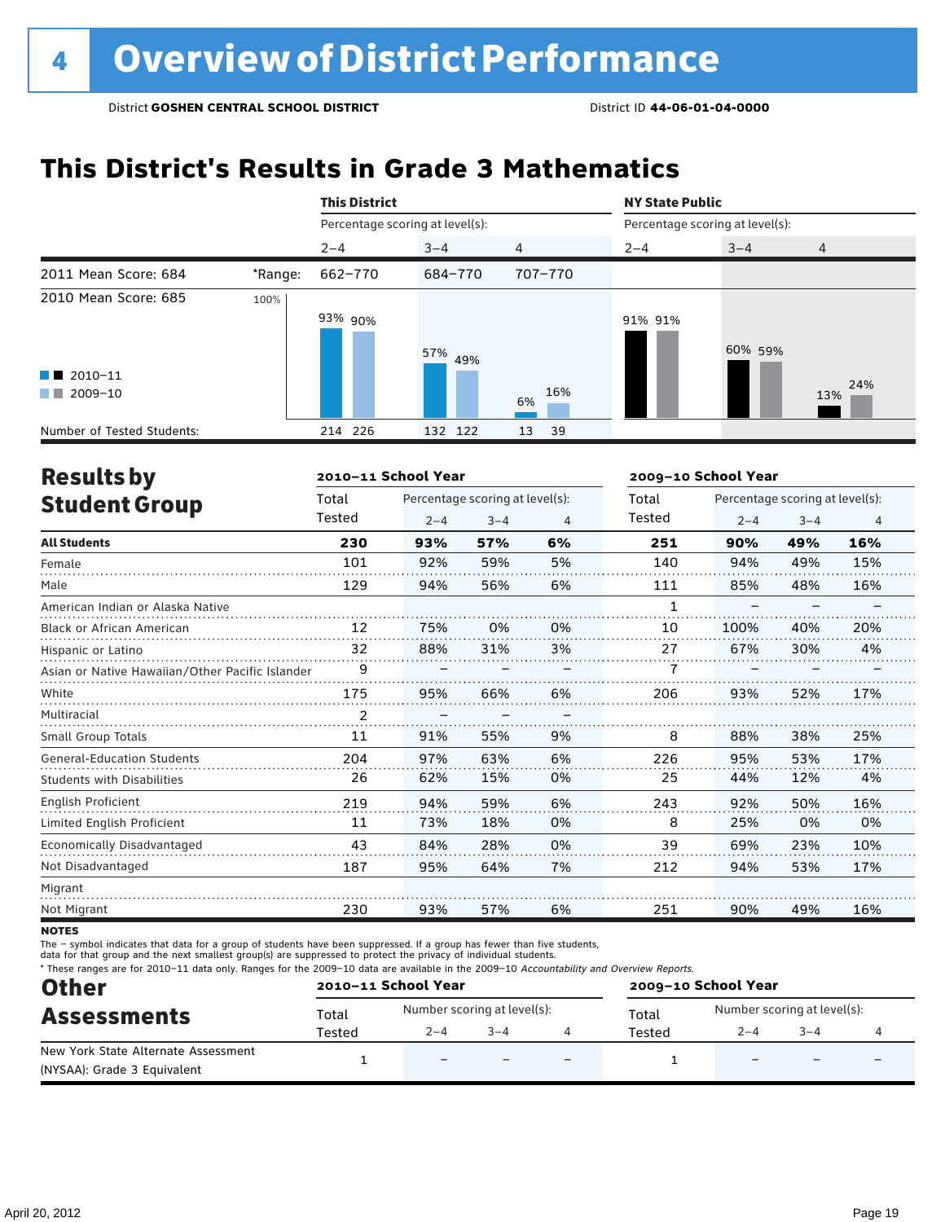# 4 Overview of District Performance

District **GOSHEN CENTRAL SCHOOL DISTRICT** District ID **44-06-01-04-0000**

## This District's Results in Grade 3 Mathematics

| | | This District | | | NY State Public | | |
|---|---|---|---|---|---|---|---|
| | | Percentage scoring at level(s): | | | Percentage scoring at level(s): | | |
| | | 2–4 | 3–4 | 4 | 2–4 | 3–4 | 4 |
| 2011 Mean Score: 684 | *Range: | 662–770 | 684–770 | 707–770 | | | |
| 2010 Mean Score: 685 | 2010–11 | 93% | 57% | 6% | 91% | 60% | 13% |
| | 2009–10 | 90% | 49% | 16% | 91% | 59% | 24% |
| Number of Tested Students: | 2010–11 | 214 | 132 | 13 | | | |
| | 2009–10 | 226 | 122 | 39 | | | |

## Results by Student Group

| | 2010–11 School Year | | | | 2009–10 School Year | | | |
|---|---|---|---|---|---|---|---|---|
| | Total Tested | Percentage scoring at level(s): 2–4 | 3–4 | 4 | Total Tested | Percentage scoring at level(s): 2–4 | 3–4 | 4 |
| **All Students** | **230** | **93%** | **57%** | **6%** | **251** | **90%** | **49%** | **16%** |
| Female | 101 | 92% | 59% | 5% | 140 | 94% | 49% | 15% |
| Male | 129 | 94% | 56% | 6% | 111 | 85% | 48% | 16% |
| American Indian or Alaska Native | | | | | 1 | – | – | – |
| Black or African American | 12 | 75% | 0% | 0% | 10 | 100% | 40% | 20% |
| Hispanic or Latino | 32 | 88% | 31% | 3% | 27 | 67% | 30% | 4% |
| Asian or Native Hawaiian/Other Pacific Islander | 9 | – | – | – | 7 | – | – | – |
| White | 175 | 95% | 66% | 6% | 206 | 93% | 52% | 17% |
| Multiracial | 2 | – | – | – | | | | |
| Small Group Totals | 11 | 91% | 55% | 9% | 8 | 88% | 38% | 25% |
| General-Education Students | 204 | 97% | 63% | 6% | 226 | 95% | 53% | 17% |
| Students with Disabilities | 26 | 62% | 15% | 0% | 25 | 44% | 12% | 4% |
| English Proficient | 219 | 94% | 59% | 6% | 243 | 92% | 50% | 16% |
| Limited English Proficient | 11 | 73% | 18% | 0% | 8 | 25% | 0% | 0% |
| Economically Disadvantaged | 43 | 84% | 28% | 0% | 39 | 69% | 23% | 10% |
| Not Disadvantaged | 187 | 95% | 64% | 7% | 212 | 94% | 53% | 17% |
| Migrant | | | | | | | | |
| Not Migrant | 230 | 93% | 57% | 6% | 251 | 90% | 49% | 16% |

**NOTES**

The – symbol indicates that data for a group of students have been suppressed. If a group has fewer than five students, data for that group and the next smallest group(s) are suppressed to protect the privacy of individual students.

* These ranges are for 2010–11 data only. Ranges for the 2009–10 data are available in the 2009–10 *Accountability and Overview Reports.*

## Other Assessments

| | 2010–11 School Year | | | | 2009–10 School Year | | | |
|---|---|---|---|---|---|---|---|---|
| | Total Tested | Number scoring at level(s): 2–4 | 3–4 | 4 | Total Tested | Number scoring at level(s): 2–4 | 3–4 | 4 |
| New York State Alternate Assessment (NYSAA): Grade 3 Equivalent | 1 | – | – | – | 1 | – | – | – |

April 20, 2012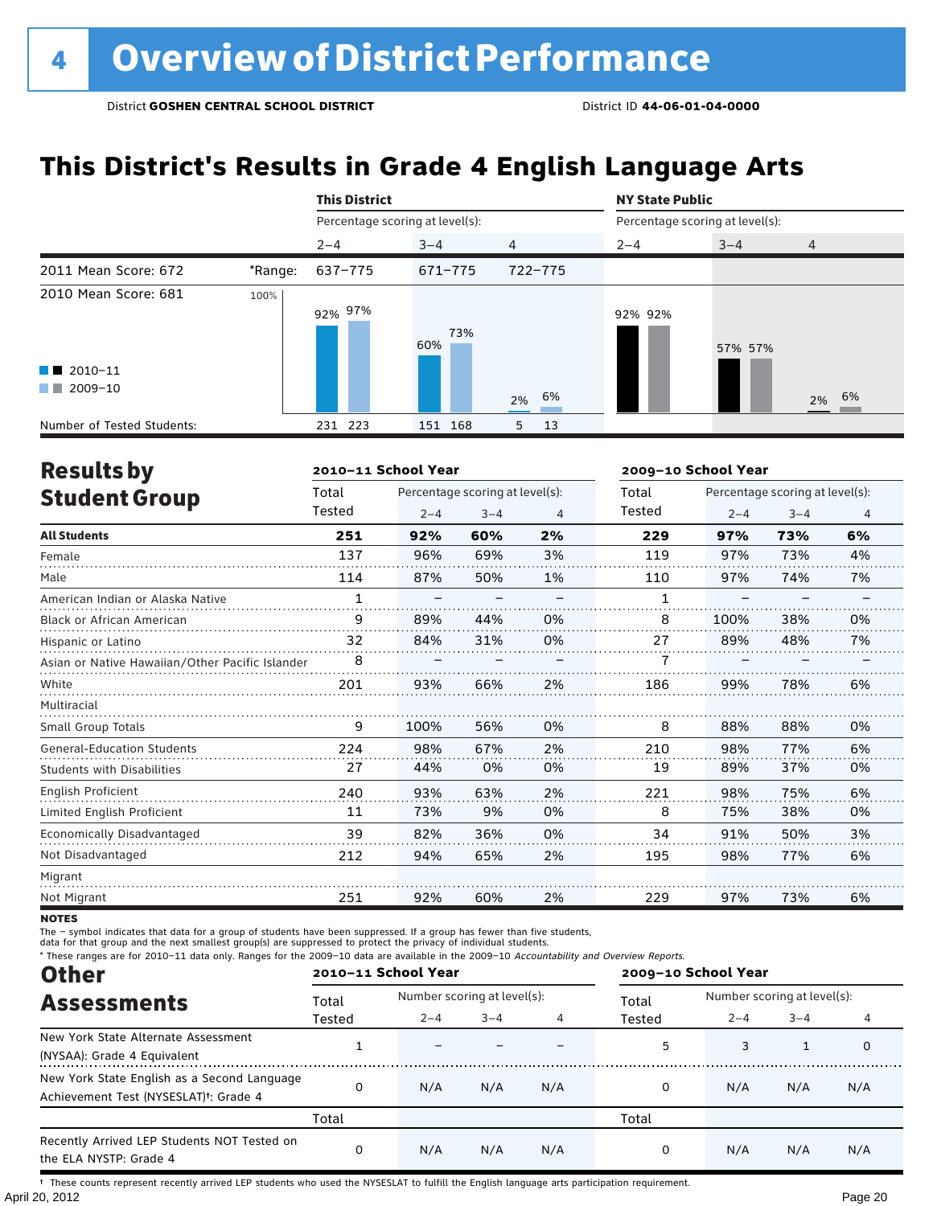# 4 Overview of District Performance

District **GOSHEN CENTRAL SCHOOL DISTRICT** District ID **44-06-01-04-0000**

## This District's Results in Grade 4 English Language Arts

| | | This District | | | NY State Public | | |
|---|---|---|---|---|---|---|---|
| | | Percentage scoring at level(s): | | | Percentage scoring at level(s): | | |
| | | 2–4 | 3–4 | 4 | 2–4 | 3–4 | 4 |
| 2011 Mean Score: 672 | *Range: | 637–775 | 671–775 | 722–775 | | | |
| 2010 Mean Score: 681 | | | | | | | |
| 2010–11 | | 92% | 60% | 2% | 92% | 57% | 2% |
| 2009–10 | | 97% | 73% | 6% | 92% | 57% | 6% |
| Number of Tested Students: 2010–11 | | 231 | 151 | 5 | | | |
| Number of Tested Students: 2009–10 | | 223 | 168 | 13 | | | |

## Results by Student Group

| | 2010–11 School Year | | | | 2009–10 School Year | | | |
|---|---|---|---|---|---|---|---|---|
| | Total Tested | Percentage scoring at level(s): 2–4 | 3–4 | 4 | Total Tested | Percentage scoring at level(s): 2–4 | 3–4 | 4 |
| **All Students** | **251** | **92%** | **60%** | **2%** | **229** | **97%** | **73%** | **6%** |
| Female | 137 | 96% | 69% | 3% | 119 | 97% | 73% | 4% |
| Male | 114 | 87% | 50% | 1% | 110 | 97% | 74% | 7% |
| American Indian or Alaska Native | 1 | – | – | – | 1 | – | – | – |
| Black or African American | 9 | 89% | 44% | 0% | 8 | 100% | 38% | 0% |
| Hispanic or Latino | 32 | 84% | 31% | 0% | 27 | 89% | 48% | 7% |
| Asian or Native Hawaiian/Other Pacific Islander | 8 | – | – | – | 7 | – | – | – |
| White | 201 | 93% | 66% | 2% | 186 | 99% | 78% | 6% |
| Multiracial | | | | | | | | |
| Small Group Totals | 9 | 100% | 56% | 0% | 8 | 88% | 88% | 0% |
| General-Education Students | 224 | 98% | 67% | 2% | 210 | 98% | 77% | 6% |
| Students with Disabilities | 27 | 44% | 0% | 0% | 19 | 89% | 37% | 0% |
| English Proficient | 240 | 93% | 63% | 2% | 221 | 98% | 75% | 6% |
| Limited English Proficient | 11 | 73% | 9% | 0% | 8 | 75% | 38% | 0% |
| Economically Disadvantaged | 39 | 82% | 36% | 0% | 34 | 91% | 50% | 3% |
| Not Disadvantaged | 212 | 94% | 65% | 2% | 195 | 98% | 77% | 6% |
| Migrant | | | | | | | | |
| Not Migrant | 251 | 92% | 60% | 2% | 229 | 97% | 73% | 6% |

**NOTES**

The – symbol indicates that data for a group of students have been suppressed. If a group has fewer than five students, data for that group and the next smallest group(s) are suppressed to protect the privacy of individual students.

\* These ranges are for 2010–11 data only. Ranges for the 2009–10 data are available in the 2009–10 *Accountability and Overview Reports*.

## Other Assessments

| | 2010–11 School Year | | | | 2009–10 School Year | | | |
|---|---|---|---|---|---|---|---|---|
| | Total Tested | Number scoring at level(s): 2–4 | 3–4 | 4 | Total Tested | Number scoring at level(s): 2–4 | 3–4 | 4 |
| New York State Alternate Assessment (NYSAA): Grade 4 Equivalent | 1 | – | – | – | 5 | 3 | 1 | 0 |
| New York State English as a Second Language Achievement Test (NYSESLAT)†: Grade 4 | 0 | N/A | N/A | N/A | 0 | N/A | N/A | N/A |
| | Total | | | | Total | | | |
| Recently Arrived LEP Students NOT Tested on the ELA NYSTP: Grade 4 | 0 | N/A | N/A | N/A | 0 | N/A | N/A | N/A |

† These counts represent recently arrived LEP students who used the NYSESLAT to fulfill the English language arts participation requirement.

April 20, 2012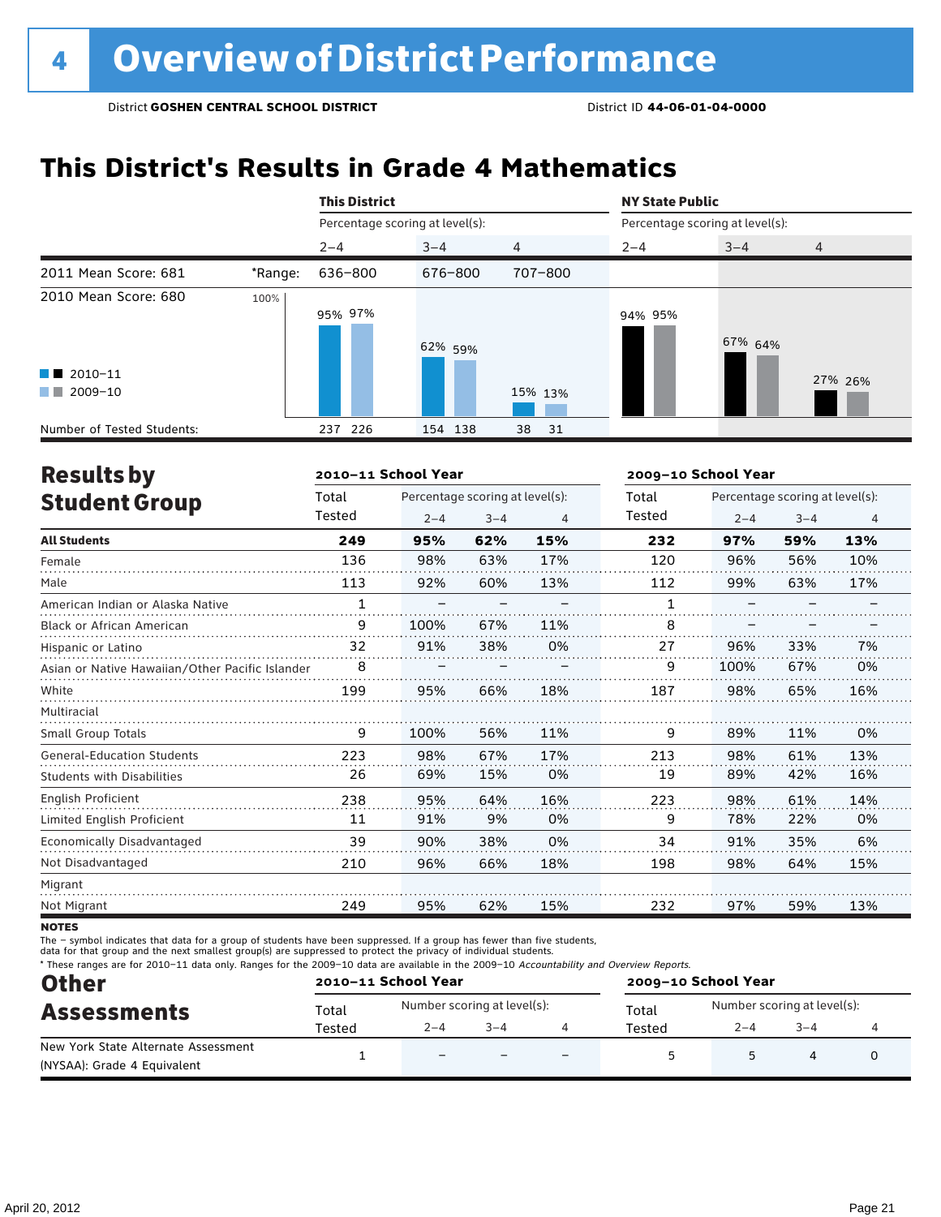# 4 Overview of District Performance

District **GOSHEN CENTRAL SCHOOL DISTRICT** District ID **44-06-01-04-0000**

## This District's Results in Grade 4 Mathematics

| | | This District | | | NY State Public | | |
|---|---|---|---|---|---|---|---|
| | | Percentage scoring at level(s): | | | Percentage scoring at level(s): | | |
| | | 2–4 | 3–4 | 4 | 2–4 | 3–4 | 4 |
| 2011 Mean Score: 681 | *Range: | 636–800 | 676–800 | 707–800 | | | |
| 2010 Mean Score: 680 | | | | | | | |
| 2010–11 | | 95% | 62% | 15% | 94% | 67% | 27% |
| 2009–10 | | 97% | 59% | 13% | 95% | 64% | 26% |
| Number of Tested Students: 2010–11 | | 237 | 154 | 38 | | | |
| Number of Tested Students: 2009–10 | | 226 | 138 | 31 | | | |

## Results by Student Group

| | 2010–11 School Year | | | | 2009–10 School Year | | | |
|---|---|---|---|---|---|---|---|---|
| | Total Tested | Percentage scoring at level(s): 2–4 | 3–4 | 4 | Total Tested | Percentage scoring at level(s): 2–4 | 3–4 | 4 |
| **All Students** | **249** | **95%** | **62%** | **15%** | **232** | **97%** | **59%** | **13%** |
| Female | 136 | 98% | 63% | 17% | 120 | 96% | 56% | 10% |
| Male | 113 | 92% | 60% | 13% | 112 | 99% | 63% | 17% |
| American Indian or Alaska Native | 1 | – | – | – | 1 | – | – | – |
| Black or African American | 9 | 100% | 67% | 11% | 8 | – | – | – |
| Hispanic or Latino | 32 | 91% | 38% | 0% | 27 | 96% | 33% | 7% |
| Asian or Native Hawaiian/Other Pacific Islander | 8 | – | – | – | 9 | 100% | 67% | 0% |
| White | 199 | 95% | 66% | 18% | 187 | 98% | 65% | 16% |
| Multiracial | | | | | | | | |
| Small Group Totals | 9 | 100% | 56% | 11% | 9 | 89% | 11% | 0% |
| General-Education Students | 223 | 98% | 67% | 17% | 213 | 98% | 61% | 13% |
| Students with Disabilities | 26 | 69% | 15% | 0% | 19 | 89% | 42% | 16% |
| English Proficient | 238 | 95% | 64% | 16% | 223 | 98% | 61% | 14% |
| Limited English Proficient | 11 | 91% | 9% | 0% | 9 | 78% | 22% | 0% |
| Economically Disadvantaged | 39 | 90% | 38% | 0% | 34 | 91% | 35% | 6% |
| Not Disadvantaged | 210 | 96% | 66% | 18% | 198 | 98% | 64% | 15% |
| Migrant | | | | | | | | |
| Not Migrant | 249 | 95% | 62% | 15% | 232 | 97% | 59% | 13% |

**NOTES**

The – symbol indicates that data for a group of students have been suppressed. If a group has fewer than five students, data for that group and the next smallest group(s) are suppressed to protect the privacy of individual students.

* These ranges are for 2010–11 data only. Ranges for the 2009–10 data are available in the 2009–10 *Accountability and Overview Reports*.

## Other Assessments

| | 2010–11 School Year | | | | 2009–10 School Year | | | |
|---|---|---|---|---|---|---|---|---|
| | Total Tested | Number scoring at level(s): 2–4 | 3–4 | 4 | Total Tested | Number scoring at level(s): 2–4 | 3–4 | 4 |
| New York State Alternate Assessment (NYSAA): Grade 4 Equivalent | 1 | – | – | – | 5 | 5 | 4 | 0 |

April 20, 2012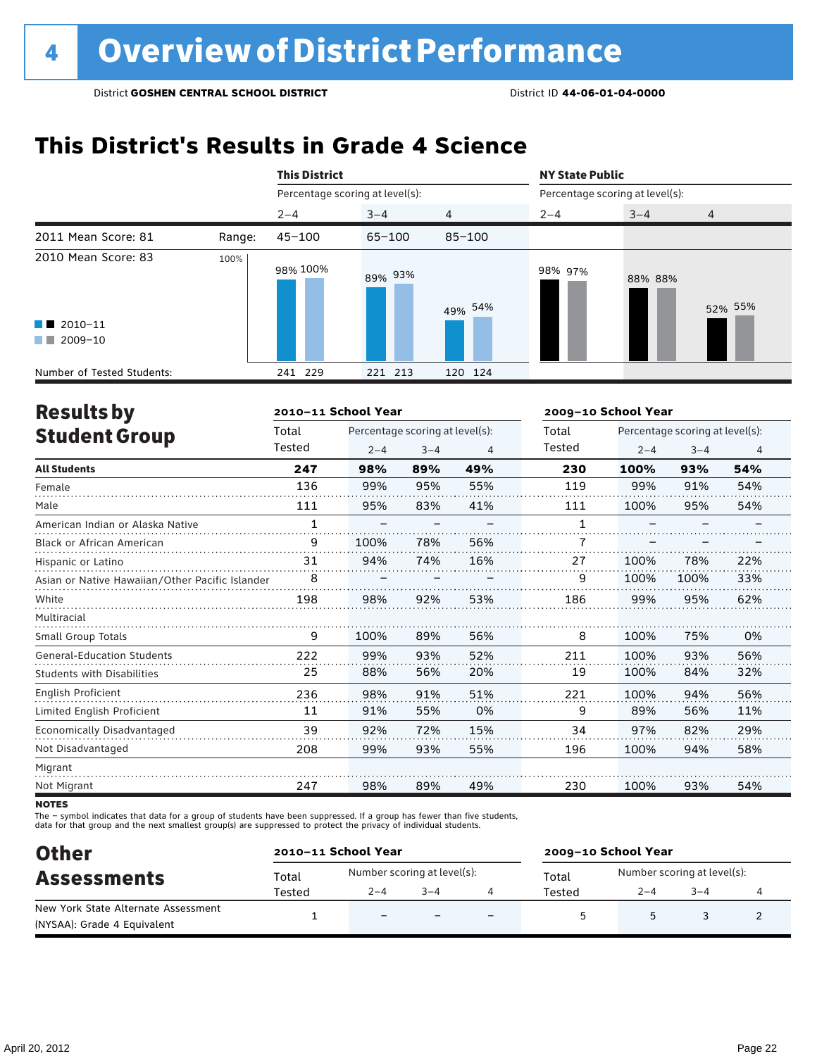# 4 Overview of District Performance

District **GOSHEN CENTRAL SCHOOL DISTRICT** District ID **44-06-01-04-0000**

## This District's Results in Grade 4 Science

| | | This District | | | NY State Public | | |
|---|---|---|---|---|---|---|---|
| | | Percentage scoring at level(s): | | | Percentage scoring at level(s): | | |
| | | 2–4 | 3–4 | 4 | 2–4 | 3–4 | 4 |
| 2011 Mean Score: 81 | Range: | 45–100 | 65–100 | 85–100 | | | |
| 2010 Mean Score: 83 | 2010–11 | 98% | 89% | 49% | 98% | 88% | 52% |
| | 2009–10 | 100% | 93% | 54% | 97% | 88% | 55% |
| Number of Tested Students: | 2010–11 | 241 | 221 | 120 | | | |
| | 2009–10 | 229 | 213 | 124 | | | |

## Results by Student Group

| | 2010–11 School Year | | | | 2009–10 School Year | | | |
|---|---|---|---|---|---|---|---|---|
| | Total Tested | Percentage scoring at level(s): | | | Total Tested | Percentage scoring at level(s): | | |
| | | 2–4 | 3–4 | 4 | | 2–4 | 3–4 | 4 |
| **All Students** | **247** | **98%** | **89%** | **49%** | **230** | **100%** | **93%** | **54%** |
| Female | 136 | 99% | 95% | 55% | 119 | 99% | 91% | 54% |
| Male | 111 | 95% | 83% | 41% | 111 | 100% | 95% | 54% |
| American Indian or Alaska Native | 1 | – | – | – | 1 | – | – | – |
| Black or African American | 9 | 100% | 78% | 56% | 7 | – | – | – |
| Hispanic or Latino | 31 | 94% | 74% | 16% | 27 | 100% | 78% | 22% |
| Asian or Native Hawaiian/Other Pacific Islander | 8 | – | – | – | 9 | 100% | 100% | 33% |
| White | 198 | 98% | 92% | 53% | 186 | 99% | 95% | 62% |
| Multiracial | | | | | | | | |
| Small Group Totals | 9 | 100% | 89% | 56% | 8 | 100% | 75% | 0% |
| General-Education Students | 222 | 99% | 93% | 52% | 211 | 100% | 93% | 56% |
| Students with Disabilities | 25 | 88% | 56% | 20% | 19 | 100% | 84% | 32% |
| English Proficient | 236 | 98% | 91% | 51% | 221 | 100% | 94% | 56% |
| Limited English Proficient | 11 | 91% | 55% | 0% | 9 | 89% | 56% | 11% |
| Economically Disadvantaged | 39 | 92% | 72% | 15% | 34 | 97% | 82% | 29% |
| Not Disadvantaged | 208 | 99% | 93% | 55% | 196 | 100% | 94% | 58% |
| Migrant | | | | | | | | |
| Not Migrant | 247 | 98% | 89% | 49% | 230 | 100% | 93% | 54% |

**NOTES**

The – symbol indicates that data for a group of students have been suppressed. If a group has fewer than five students, data for that group and the next smallest group(s) are suppressed to protect the privacy of individual students.

## Other Assessments

| | 2010–11 School Year | | | | 2009–10 School Year | | | |
|---|---|---|---|---|---|---|---|---|
| | Total Tested | Number scoring at level(s): | | | Total Tested | Number scoring at level(s): | | |
| | | 2–4 | 3–4 | 4 | | 2–4 | 3–4 | 4 |
| New York State Alternate Assessment (NYSAA): Grade 4 Equivalent | 1 | – | – | – | 5 | 5 | 3 | 2 |

April 20, 2012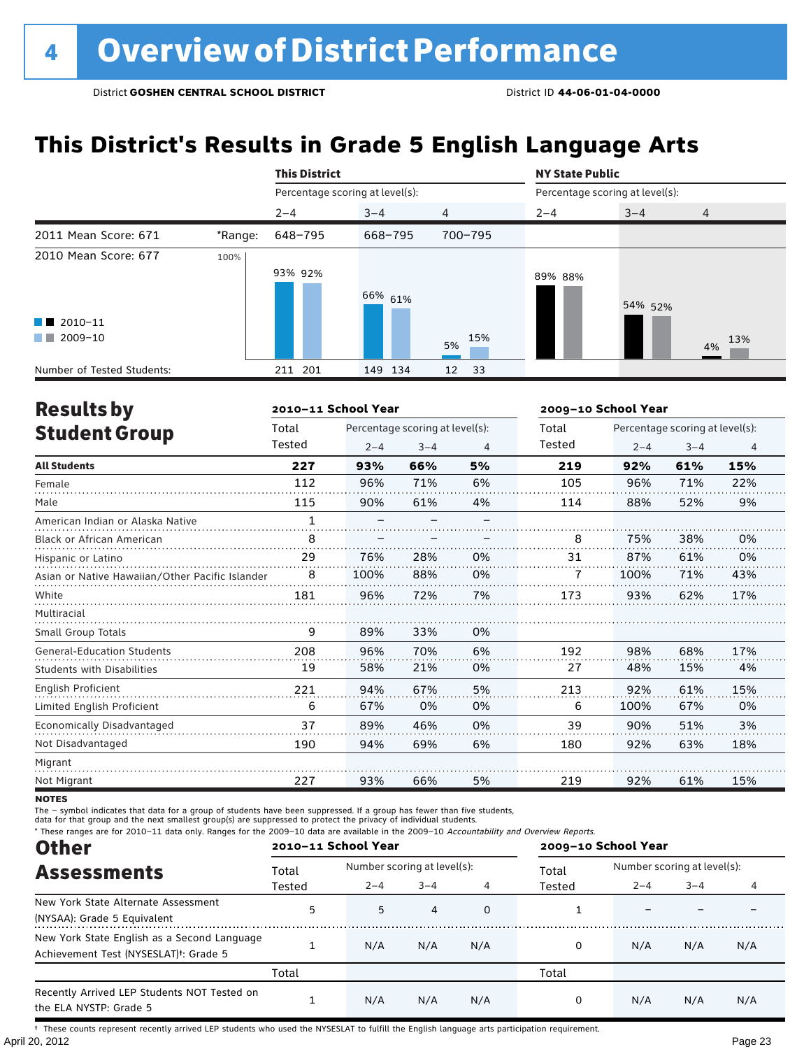# 4 Overview of District Performance

District **GOSHEN CENTRAL SCHOOL DISTRICT** District ID **44-06-01-04-0000**

## This District's Results in Grade 5 English Language Arts

| | | This District | | | NY State Public | | |
|---|---|---|---|---|---|---|---|
| | | Percentage scoring at level(s): | | | Percentage scoring at level(s): | | |
| | | 2–4 | 3–4 | 4 | 2–4 | 3–4 | 4 |
| 2011 Mean Score: 671 | *Range: | 648–795 | 668–795 | 700–795 | | | |
| 2010 Mean Score: 677 | | | | | | | |
| 2010–11 | | 93% | 66% | 5% | 89% | 54% | 4% |
| 2009–10 | | 92% | 61% | 15% | 88% | 52% | 13% |
| Number of Tested Students: 2010–11 | | 211 | 149 | 12 | | | |
| Number of Tested Students: 2009–10 | | 201 | 134 | 33 | | | |

## Results by Student Group

| | 2010–11 School Year | | | | 2009–10 School Year | | | |
|---|---|---|---|---|---|---|---|---|
| | Total Tested | Percentage scoring at level(s): 2–4 | 3–4 | 4 | Total Tested | Percentage scoring at level(s): 2–4 | 3–4 | 4 |
| **All Students** | **227** | **93%** | **66%** | **5%** | **219** | **92%** | **61%** | **15%** |
| Female | 112 | 96% | 71% | 6% | 105 | 96% | 71% | 22% |
| Male | 115 | 90% | 61% | 4% | 114 | 88% | 52% | 9% |
| American Indian or Alaska Native | 1 | – | – | – | | | | |
| Black or African American | 8 | – | – | – | 8 | 75% | 38% | 0% |
| Hispanic or Latino | 29 | 76% | 28% | 0% | 31 | 87% | 61% | 0% |
| Asian or Native Hawaiian/Other Pacific Islander | 8 | 100% | 88% | 0% | 7 | 100% | 71% | 43% |
| White | 181 | 96% | 72% | 7% | 173 | 93% | 62% | 17% |
| Multiracial | | | | | | | | |
| Small Group Totals | 9 | 89% | 33% | 0% | | | | |
| General-Education Students | 208 | 96% | 70% | 6% | 192 | 98% | 68% | 17% |
| Students with Disabilities | 19 | 58% | 21% | 0% | 27 | 48% | 15% | 4% |
| English Proficient | 221 | 94% | 67% | 5% | 213 | 92% | 61% | 15% |
| Limited English Proficient | 6 | 67% | 0% | 0% | 6 | 100% | 67% | 0% |
| Economically Disadvantaged | 37 | 89% | 46% | 0% | 39 | 90% | 51% | 3% |
| Not Disadvantaged | 190 | 94% | 69% | 6% | 180 | 92% | 63% | 18% |
| Migrant | | | | | | | | |
| Not Migrant | 227 | 93% | 66% | 5% | 219 | 92% | 61% | 15% |

**NOTES**

The – symbol indicates that data for a group of students have been suppressed. If a group has fewer than five students, data for that group and the next smallest group(s) are suppressed to protect the privacy of individual students.

\* These ranges are for 2010–11 data only. Ranges for the 2009–10 data are available in the 2009–10 *Accountability and Overview Reports.*

## Other Assessments

| | 2010–11 School Year | | | | 2009–10 School Year | | | |
|---|---|---|---|---|---|---|---|---|
| | Total Tested | Number scoring at level(s): 2–4 | 3–4 | 4 | Total Tested | Number scoring at level(s): 2–4 | 3–4 | 4 |
| New York State Alternate Assessment (NYSAA): Grade 5 Equivalent | 5 | 5 | 4 | 0 | 1 | – | – | – |
| New York State English as a Second Language Achievement Test (NYSESLAT)†: Grade 5 | 1 | N/A | N/A | N/A | 0 | N/A | N/A | N/A |
| | Total | | | | Total | | | |
| Recently Arrived LEP Students NOT Tested on the ELA NYSTP: Grade 5 | 1 | N/A | N/A | N/A | 0 | N/A | N/A | N/A |

† These counts represent recently arrived LEP students who used the NYSESLAT to fulfill the English language arts participation requirement.

April 20, 2012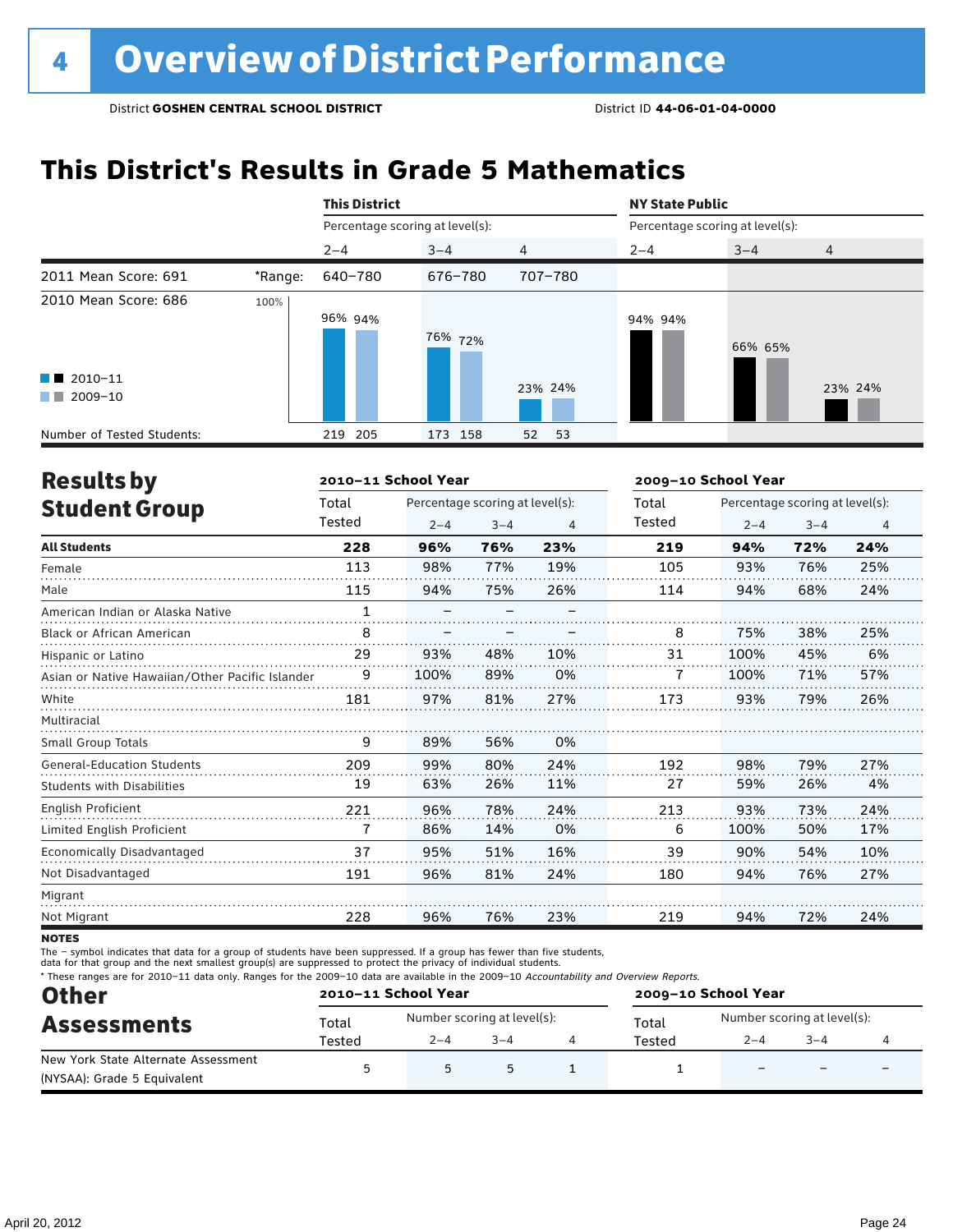# 4 Overview of District Performance

District **GOSHEN CENTRAL SCHOOL DISTRICT** District ID **44-06-01-04-0000**

## This District's Results in Grade 5 Mathematics

| | | This District | | | NY State Public | | |
|---|---|---|---|---|---|---|---|
| | | Percentage scoring at level(s): | | | Percentage scoring at level(s): | | |
| | | 2–4 | 3–4 | 4 | 2–4 | 3–4 | 4 |
| 2011 Mean Score: 691 | *Range: | 640–780 | 676–780 | 707–780 | | | |
| 2010 Mean Score: 686 | 2010–11 | 96% | 76% | 23% | 94% | 66% | 23% |
| | 2009–10 | 94% | 72% | 24% | 94% | 65% | 24% |
| Number of Tested Students: | | 219 205 | 173 158 | 52 53 | | | |

## Results by Student Group

| | 2010–11 School Year | | | | 2009–10 School Year | | | |
|---|---|---|---|---|---|---|---|---|
| | Total Tested | Percentage scoring at level(s): 2–4 | 3–4 | 4 | Total Tested | Percentage scoring at level(s): 2–4 | 3–4 | 4 |
| **All Students** | **228** | **96%** | **76%** | **23%** | **219** | **94%** | **72%** | **24%** |
| Female | 113 | 98% | 77% | 19% | 105 | 93% | 76% | 25% |
| Male | 115 | 94% | 75% | 26% | 114 | 94% | 68% | 24% |
| American Indian or Alaska Native | 1 | – | – | – | | | | |
| Black or African American | 8 | – | – | – | 8 | 75% | 38% | 25% |
| Hispanic or Latino | 29 | 93% | 48% | 10% | 31 | 100% | 45% | 6% |
| Asian or Native Hawaiian/Other Pacific Islander | 9 | 100% | 89% | 0% | 7 | 100% | 71% | 57% |
| White | 181 | 97% | 81% | 27% | 173 | 93% | 79% | 26% |
| Multiracial | | | | | | | | |
| Small Group Totals | 9 | 89% | 56% | 0% | | | | |
| General-Education Students | 209 | 99% | 80% | 24% | 192 | 98% | 79% | 27% |
| Students with Disabilities | 19 | 63% | 26% | 11% | 27 | 59% | 26% | 4% |
| English Proficient | 221 | 96% | 78% | 24% | 213 | 93% | 73% | 24% |
| Limited English Proficient | 7 | 86% | 14% | 0% | 6 | 100% | 50% | 17% |
| Economically Disadvantaged | 37 | 95% | 51% | 16% | 39 | 90% | 54% | 10% |
| Not Disadvantaged | 191 | 96% | 81% | 24% | 180 | 94% | 76% | 27% |
| Migrant | | | | | | | | |
| Not Migrant | 228 | 96% | 76% | 23% | 219 | 94% | 72% | 24% |

**NOTES**

The – symbol indicates that data for a group of students have been suppressed. If a group has fewer than five students, data for that group and the next smallest group(s) are suppressed to protect the privacy of individual students.

* These ranges are for 2010–11 data only. Ranges for the 2009–10 data are available in the 2009–10 *Accountability and Overview Reports*.

## Other Assessments

| | 2010–11 School Year | | | | 2009–10 School Year | | | |
|---|---|---|---|---|---|---|---|---|
| | Total Tested | Number scoring at level(s): 2–4 | 3–4 | 4 | Total Tested | Number scoring at level(s): 2–4 | 3–4 | 4 |
| New York State Alternate Assessment (NYSAA): Grade 5 Equivalent | 5 | 5 | 5 | 1 | 1 | – | – | – |

April 20, 2012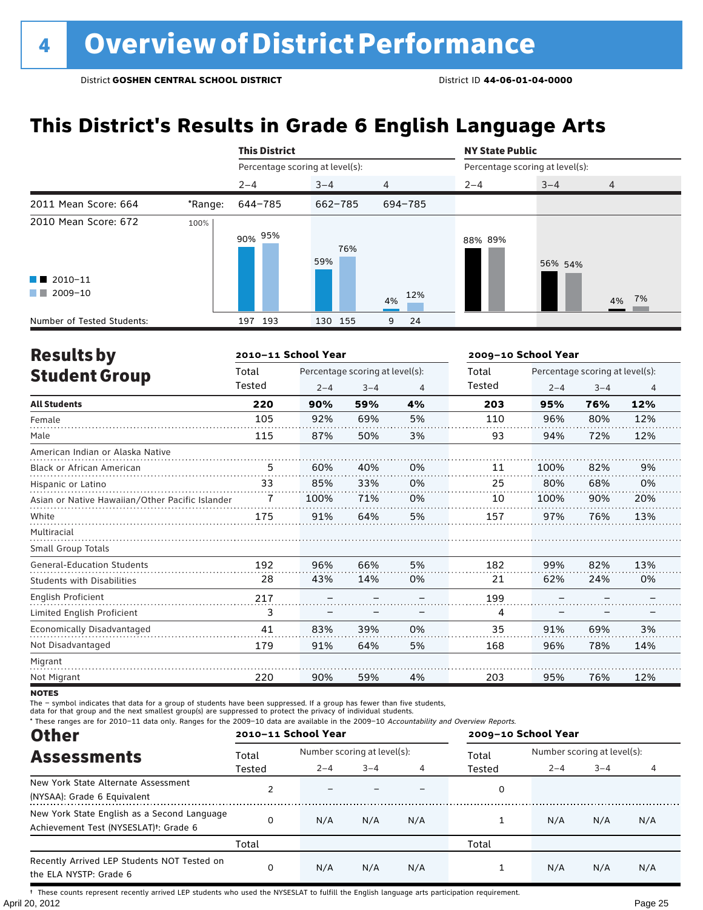# 4 Overview of District Performance

District **GOSHEN CENTRAL SCHOOL DISTRICT** District ID **44-06-01-04-0000**

## This District's Results in Grade 6 English Language Arts

| | | This District | | | NY State Public | | |
|---|---|---|---|---|---|---|---|
| | | Percentage scoring at level(s): | | | Percentage scoring at level(s): | | |
| | | 2–4 | 3–4 | 4 | 2–4 | 3–4 | 4 |
| 2011 Mean Score: 664 | *Range: | 644–785 | 662–785 | 694–785 | | | |
| 2010 Mean Score: 672 | 2010–11 | 90% | 59% | 4% | 88% | 56% | 4% |
| | 2009–10 | 95% | 76% | 12% | 89% | 54% | 7% |
| Number of Tested Students: | 2010–11 | 197 | 130 | 9 | | | |
| | 2009–10 | 193 | 155 | 24 | | | |

## Results by Student Group

| | 2010–11 School Year | | | | 2009–10 School Year | | | |
|---|---|---|---|---|---|---|---|---|
| | Total Tested | Percentage scoring at level(s): 2–4 | 3–4 | 4 | Total Tested | Percentage scoring at level(s): 2–4 | 3–4 | 4 |
| **All Students** | **220** | **90%** | **59%** | **4%** | **203** | **95%** | **76%** | **12%** |
| Female | 105 | 92% | 69% | 5% | 110 | 96% | 80% | 12% |
| Male | 115 | 87% | 50% | 3% | 93 | 94% | 72% | 12% |
| American Indian or Alaska Native | | | | | | | | |
| Black or African American | 5 | 60% | 40% | 0% | 11 | 100% | 82% | 9% |
| Hispanic or Latino | 33 | 85% | 33% | 0% | 25 | 80% | 68% | 0% |
| Asian or Native Hawaiian/Other Pacific Islander | 7 | 100% | 71% | 0% | 10 | 100% | 90% | 20% |
| White | 175 | 91% | 64% | 5% | 157 | 97% | 76% | 13% |
| Multiracial | | | | | | | | |
| Small Group Totals | | | | | | | | |
| General-Education Students | 192 | 96% | 66% | 5% | 182 | 99% | 82% | 13% |
| Students with Disabilities | 28 | 43% | 14% | 0% | 21 | 62% | 24% | 0% |
| English Proficient | 217 | – | – | – | 199 | – | – | – |
| Limited English Proficient | 3 | – | – | – | 4 | – | – | – |
| Economically Disadvantaged | 41 | 83% | 39% | 0% | 35 | 91% | 69% | 3% |
| Not Disadvantaged | 179 | 91% | 64% | 5% | 168 | 96% | 78% | 14% |
| Migrant | | | | | | | | |
| Not Migrant | 220 | 90% | 59% | 4% | 203 | 95% | 76% | 12% |

**NOTES**

The – symbol indicates that data for a group of students have been suppressed. If a group has fewer than five students, data for that group and the next smallest group(s) are suppressed to protect the privacy of individual students.

\* These ranges are for 2010–11 data only. Ranges for the 2009–10 data are available in the 2009–10 *Accountability and Overview Reports.*

## Other Assessments

| | 2010–11 School Year | | | | 2009–10 School Year | | | |
|---|---|---|---|---|---|---|---|---|
| | Total Tested | Number scoring at level(s): 2–4 | 3–4 | 4 | Total Tested | Number scoring at level(s): 2–4 | 3–4 | 4 |
| New York State Alternate Assessment (NYSAA): Grade 6 Equivalent | 2 | – | – | – | 0 | | | |
| New York State English as a Second Language Achievement Test (NYSESLAT)†: Grade 6 | 0 | N/A | N/A | N/A | 1 | N/A | N/A | N/A |
| | Total | | | | Total | | | |
| Recently Arrived LEP Students NOT Tested on the ELA NYSTP: Grade 6 | 0 | N/A | N/A | N/A | 1 | N/A | N/A | N/A |

† These counts represent recently arrived LEP students who used the NYSESLAT to fulfill the English language arts participation requirement.

April 20, 2012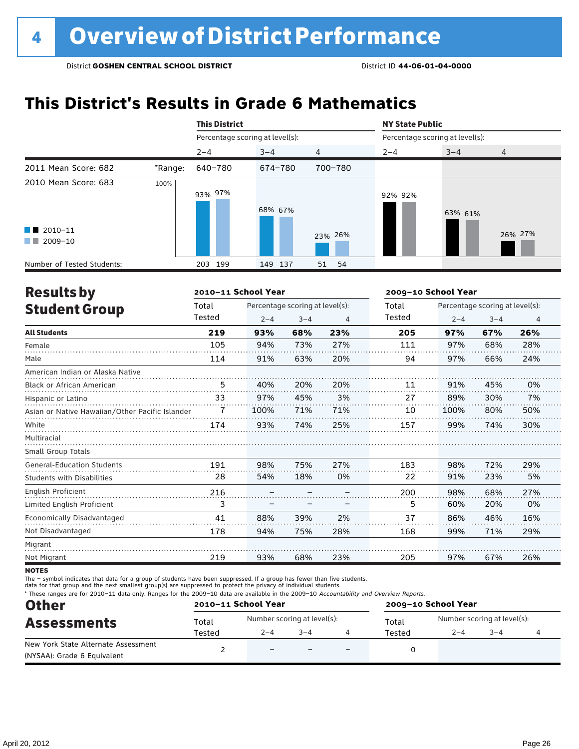# 4 Overview of District Performance

District **GOSHEN CENTRAL SCHOOL DISTRICT** District ID **44-06-01-04-0000**

## This District's Results in Grade 6 Mathematics

| | | This District | | | NY State Public | | |
|---|---|---|---|---|---|---|---|
| | | Percentage scoring at level(s): | | | Percentage scoring at level(s): | | |
| | | 2–4 | 3–4 | 4 | 2–4 | 3–4 | 4 |
| 2011 Mean Score: 682 | *Range: | 640–780 | 674–780 | 700–780 | | | |
| 2010 Mean Score: 683 | 2010–11 | 93% | 68% | 23% | 92% | 63% | 26% |
| | 2009–10 | 97% | 67% | 26% | 92% | 61% | 27% |
| Number of Tested Students: | 2010–11 | 203 | 149 | 51 | | | |
| | 2009–10 | 199 | 137 | 54 | | | |

## Results by Student Group

| | 2010–11 School Year | | | | 2009–10 School Year | | | |
|---|---|---|---|---|---|---|---|---|
| | Total Tested | Percentage scoring at level(s): 2–4 | 3–4 | 4 | Total Tested | Percentage scoring at level(s): 2–4 | 3–4 | 4 |
| **All Students** | **219** | **93%** | **68%** | **23%** | **205** | **97%** | **67%** | **26%** |
| Female | 105 | 94% | 73% | 27% | 111 | 97% | 68% | 28% |
| Male | 114 | 91% | 63% | 20% | 94 | 97% | 66% | 24% |
| American Indian or Alaska Native | | | | | | | | |
| Black or African American | 5 | 40% | 20% | 20% | 11 | 91% | 45% | 0% |
| Hispanic or Latino | 33 | 97% | 45% | 3% | 27 | 89% | 30% | 7% |
| Asian or Native Hawaiian/Other Pacific Islander | 7 | 100% | 71% | 71% | 10 | 100% | 80% | 50% |
| White | 174 | 93% | 74% | 25% | 157 | 99% | 74% | 30% |
| Multiracial | | | | | | | | |
| Small Group Totals | | | | | | | | |
| General-Education Students | 191 | 98% | 75% | 27% | 183 | 98% | 72% | 29% |
| Students with Disabilities | 28 | 54% | 18% | 0% | 22 | 91% | 23% | 5% |
| English Proficient | 216 | – | – | – | 200 | 98% | 68% | 27% |
| Limited English Proficient | 3 | – | – | – | 5 | 60% | 20% | 0% |
| Economically Disadvantaged | 41 | 88% | 39% | 2% | 37 | 86% | 46% | 16% |
| Not Disadvantaged | 178 | 94% | 75% | 28% | 168 | 99% | 71% | 29% |
| Migrant | | | | | | | | |
| Not Migrant | 219 | 93% | 68% | 23% | 205 | 97% | 67% | 26% |

**NOTES**

The – symbol indicates that data for a group of students have been suppressed. If a group has fewer than five students, data for that group and the next smallest group(s) are suppressed to protect the privacy of individual students.

* These ranges are for 2010–11 data only. Ranges for the 2009–10 data are available in the 2009–10 *Accountability and Overview Reports.*

## Other Assessments

| | 2010–11 School Year | | | | 2009–10 School Year | | | |
|---|---|---|---|---|---|---|---|---|
| | Total Tested | Number scoring at level(s): 2–4 | 3–4 | 4 | Total Tested | Number scoring at level(s): 2–4 | 3–4 | 4 |
| New York State Alternate Assessment (NYSAA): Grade 6 Equivalent | 2 | – | – | – | 0 | | | |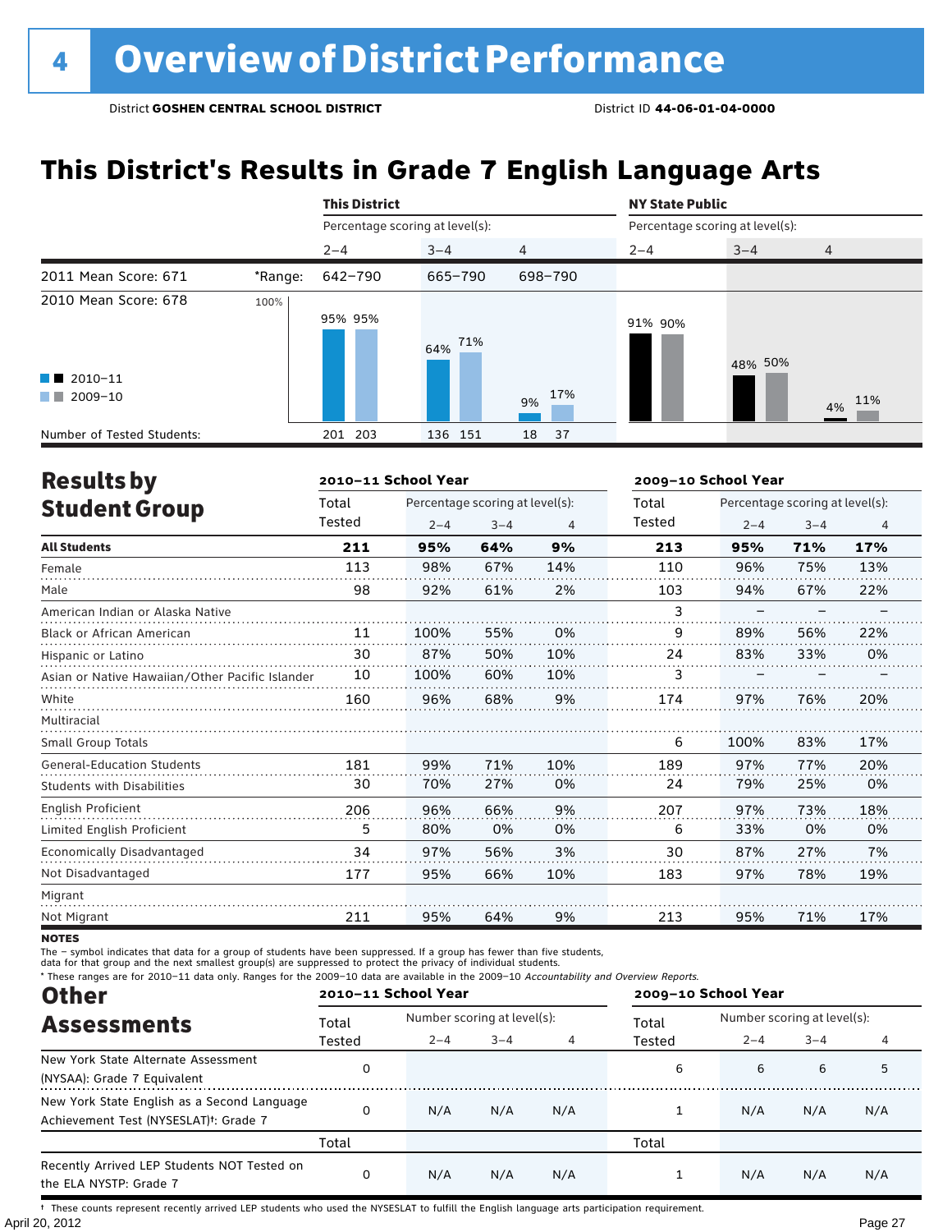# 4 Overview of District Performance

District **GOSHEN CENTRAL SCHOOL DISTRICT** District ID **44-06-01-04-0000**

## This District's Results in Grade 7 English Language Arts

| | | This District | | | NY State Public | | |
|---|---|---|---|---|---|---|---|
| | | Percentage scoring at level(s): | | | Percentage scoring at level(s): | | |
| | | 2–4 | 3–4 | 4 | 2–4 | 3–4 | 4 |
| 2011 Mean Score: 671 | *Range: | 642–790 | 665–790 | 698–790 | | | |
| 2010 Mean Score: 678 | 2010–11 | 95% | 64% | 9% | 91% | 48% | 4% |
| | 2009–10 | 95% | 71% | 17% | 90% | 50% | 11% |
| Number of Tested Students: | 2010–11 | 201 | 136 | 18 | | | |
| | 2009–10 | 203 | 151 | 37 | | | |

## Results by Student Group

| | 2010–11 School Year | | | | 2009–10 School Year | | | |
|---|---|---|---|---|---|---|---|---|
| | Total Tested | Percentage scoring at level(s): 2–4 | 3–4 | 4 | Total Tested | Percentage scoring at level(s): 2–4 | 3–4 | 4 |
| **All Students** | **211** | **95%** | **64%** | **9%** | **213** | **95%** | **71%** | **17%** |
| Female | 113 | 98% | 67% | 14% | 110 | 96% | 75% | 13% |
| Male | 98 | 92% | 61% | 2% | 103 | 94% | 67% | 22% |
| American Indian or Alaska Native | | | | | 3 | – | – | – |
| Black or African American | 11 | 100% | 55% | 0% | 9 | 89% | 56% | 22% |
| Hispanic or Latino | 30 | 87% | 50% | 10% | 24 | 83% | 33% | 0% |
| Asian or Native Hawaiian/Other Pacific Islander | 10 | 100% | 60% | 10% | 3 | – | – | – |
| White | 160 | 96% | 68% | 9% | 174 | 97% | 76% | 20% |
| Multiracial | | | | | | | | |
| Small Group Totals | | | | | 6 | 100% | 83% | 17% |
| General-Education Students | 181 | 99% | 71% | 10% | 189 | 97% | 77% | 20% |
| Students with Disabilities | 30 | 70% | 27% | 0% | 24 | 79% | 25% | 0% |
| English Proficient | 206 | 96% | 66% | 9% | 207 | 97% | 73% | 18% |
| Limited English Proficient | 5 | 80% | 0% | 0% | 6 | 33% | 0% | 0% |
| Economically Disadvantaged | 34 | 97% | 56% | 3% | 30 | 87% | 27% | 7% |
| Not Disadvantaged | 177 | 95% | 66% | 10% | 183 | 97% | 78% | 19% |
| Migrant | | | | | | | | |
| Not Migrant | 211 | 95% | 64% | 9% | 213 | 95% | 71% | 17% |

**NOTES**

The – symbol indicates that data for a group of students have been suppressed. If a group has fewer than five students, data for that group and the next smallest group(s) are suppressed to protect the privacy of individual students.

* These ranges are for 2010–11 data only. Ranges for the 2009–10 data are available in the 2009–10 *Accountability and Overview Reports.*

## Other Assessments

| | 2010–11 School Year | | | | 2009–10 School Year | | | |
|---|---|---|---|---|---|---|---|---|
| | Total Tested | Number scoring at level(s): 2–4 | 3–4 | 4 | Total Tested | Number scoring at level(s): 2–4 | 3–4 | 4 |
| New York State Alternate Assessment (NYSAA): Grade 7 Equivalent | 0 | | | | 6 | 6 | 6 | 5 |
| New York State English as a Second Language Achievement Test (NYSESLAT)†: Grade 7 | 0 | N/A | N/A | N/A | 1 | N/A | N/A | N/A |
| | Total | | | | Total | | | |
| Recently Arrived LEP Students NOT Tested on the ELA NYSTP: Grade 7 | 0 | N/A | N/A | N/A | 1 | N/A | N/A | N/A |

† These counts represent recently arrived LEP students who used the NYSESLAT to fulfill the English language arts participation requirement.

April 20, 2012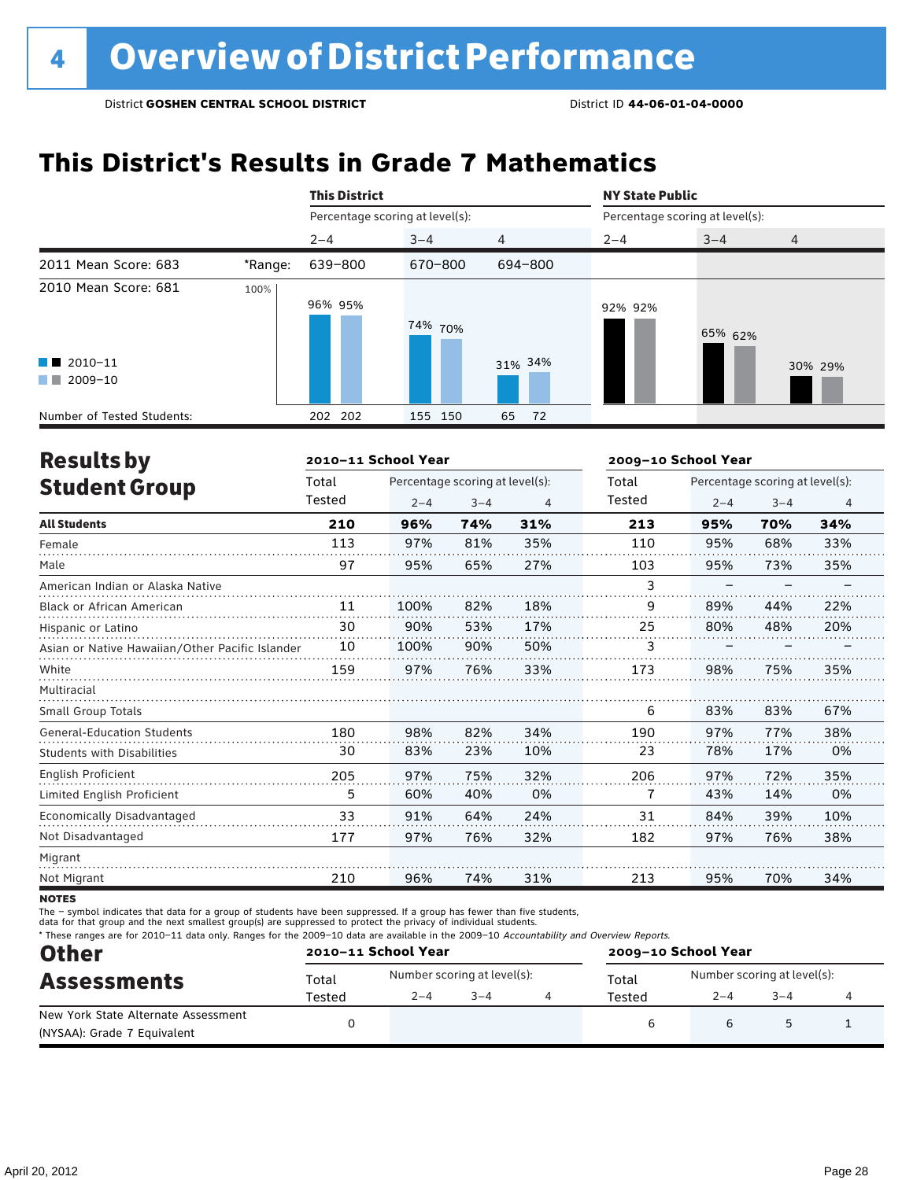# 4 Overview of District Performance

District **GOSHEN CENTRAL SCHOOL DISTRICT** District ID **44-06-01-04-0000**

## This District's Results in Grade 7 Mathematics

| | | This District | | | NY State Public | | |
|---|---|---|---|---|---|---|---|
| | | Percentage scoring at level(s): | | | Percentage scoring at level(s): | | |
| | | 2–4 | 3–4 | 4 | 2–4 | 3–4 | 4 |
| 2011 Mean Score: 683 | *Range: | 639–800 | 670–800 | 694–800 | | | |
| 2010 Mean Score: 681 | 2010–11 | 96% | 74% | 31% | 92% | 65% | 30% |
| | 2009–10 | 95% | 70% | 34% | 92% | 62% | 29% |
| Number of Tested Students: | 2010–11 | 202 | 155 | 65 | | | |
| | 2009–10 | 202 | 150 | 72 | | | |

## Results by Student Group

| | 2010–11 School Year | | | | 2009–10 School Year | | | |
|---|---|---|---|---|---|---|---|---|
| | Total Tested | Percentage scoring at level(s): 2–4 | 3–4 | 4 | Total Tested | Percentage scoring at level(s): 2–4 | 3–4 | 4 |
| **All Students** | **210** | **96%** | **74%** | **31%** | **213** | **95%** | **70%** | **34%** |
| Female | 113 | 97% | 81% | 35% | 110 | 95% | 68% | 33% |
| Male | 97 | 95% | 65% | 27% | 103 | 95% | 73% | 35% |
| American Indian or Alaska Native | | | | | 3 | – | – | – |
| Black or African American | 11 | 100% | 82% | 18% | 9 | 89% | 44% | 22% |
| Hispanic or Latino | 30 | 90% | 53% | 17% | 25 | 80% | 48% | 20% |
| Asian or Native Hawaiian/Other Pacific Islander | 10 | 100% | 90% | 50% | 3 | – | – | – |
| White | 159 | 97% | 76% | 33% | 173 | 98% | 75% | 35% |
| Multiracial | | | | | | | | |
| Small Group Totals | | | | | 6 | 83% | 83% | 67% |
| General-Education Students | 180 | 98% | 82% | 34% | 190 | 97% | 77% | 38% |
| Students with Disabilities | 30 | 83% | 23% | 10% | 23 | 78% | 17% | 0% |
| English Proficient | 205 | 97% | 75% | 32% | 206 | 97% | 72% | 35% |
| Limited English Proficient | 5 | 60% | 40% | 0% | 7 | 43% | 14% | 0% |
| Economically Disadvantaged | 33 | 91% | 64% | 24% | 31 | 84% | 39% | 10% |
| Not Disadvantaged | 177 | 97% | 76% | 32% | 182 | 97% | 76% | 38% |
| Migrant | | | | | | | | |
| Not Migrant | 210 | 96% | 74% | 31% | 213 | 95% | 70% | 34% |

**NOTES**

The – symbol indicates that data for a group of students have been suppressed. If a group has fewer than five students, data for that group and the next smallest group(s) are suppressed to protect the privacy of individual students.

* These ranges are for 2010–11 data only. Ranges for the 2009–10 data are available in the 2009–10 *Accountability and Overview Reports*.

## Other Assessments

| | 2010–11 School Year | | | | 2009–10 School Year | | | |
|---|---|---|---|---|---|---|---|---|
| | Total Tested | Number scoring at level(s): 2–4 | 3–4 | 4 | Total Tested | Number scoring at level(s): 2–4 | 3–4 | 4 |
| New York State Alternate Assessment (NYSAA): Grade 7 Equivalent | 0 | | | | 6 | 6 | 5 | 1 |

April 20, 2012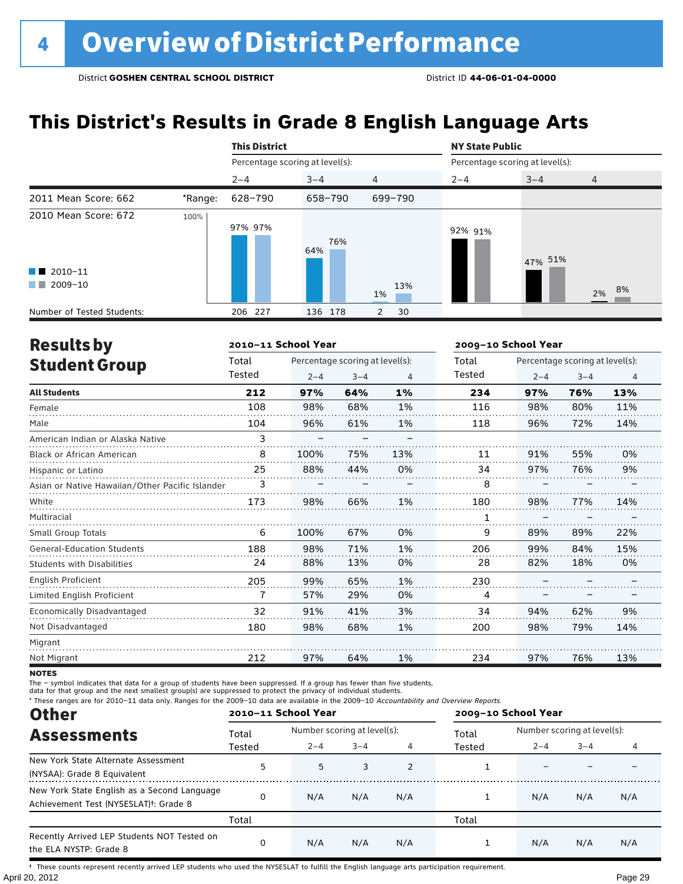# 4 Overview of District Performance

District **GOSHEN CENTRAL SCHOOL DISTRICT** District ID **44-06-01-04-0000**

## This District's Results in Grade 8 English Language Arts

| | | This District | | | NY State Public | | |
|---|---|---|---|---|---|---|---|
| | | Percentage scoring at level(s): | | | Percentage scoring at level(s): | | |
| | | 2–4 | 3–4 | 4 | 2–4 | 3–4 | 4 |
| 2011 Mean Score: 662 | *Range: | 628–790 | 658–790 | 699–790 | | | |
| 2010 Mean Score: 672 | | | | | | | |
| 2010–11 | | 97% | 64% | 1% | 92% | 47% | 2% |
| 2009–10 | | 97% | 76% | 13% | 91% | 51% | 8% |
| Number of Tested Students: 2010–11 | | 206 | 136 | 2 | | | |
| Number of Tested Students: 2009–10 | | 227 | 178 | 30 | | | |

## Results by Student Group

| | 2010–11 School Year | | | | 2009–10 School Year | | | |
|---|---|---|---|---|---|---|---|---|
| | Total Tested | Percentage scoring at level(s): 2–4 | 3–4 | 4 | Total Tested | Percentage scoring at level(s): 2–4 | 3–4 | 4 |
| **All Students** | **212** | **97%** | **64%** | **1%** | **234** | **97%** | **76%** | **13%** |
| Female | 108 | 98% | 68% | 1% | 116 | 98% | 80% | 11% |
| Male | 104 | 96% | 61% | 1% | 118 | 96% | 72% | 14% |
| American Indian or Alaska Native | 3 | – | – | – | | | | |
| Black or African American | 8 | 100% | 75% | 13% | 11 | 91% | 55% | 0% |
| Hispanic or Latino | 25 | 88% | 44% | 0% | 34 | 97% | 76% | 9% |
| Asian or Native Hawaiian/Other Pacific Islander | 3 | – | – | – | 8 | – | – | – |
| White | 173 | 98% | 66% | 1% | 180 | 98% | 77% | 14% |
| Multiracial | | | | | 1 | – | – | – |
| Small Group Totals | 6 | 100% | 67% | 0% | 9 | 89% | 89% | 22% |
| General-Education Students | 188 | 98% | 71% | 1% | 206 | 99% | 84% | 15% |
| Students with Disabilities | 24 | 88% | 13% | 0% | 28 | 82% | 18% | 0% |
| English Proficient | 205 | 99% | 65% | 1% | 230 | – | – | – |
| Limited English Proficient | 7 | 57% | 29% | 0% | 4 | – | – | – |
| Economically Disadvantaged | 32 | 91% | 41% | 3% | 34 | 94% | 62% | 9% |
| Not Disadvantaged | 180 | 98% | 68% | 1% | 200 | 98% | 79% | 14% |
| Migrant | | | | | | | | |
| Not Migrant | 212 | 97% | 64% | 1% | 234 | 97% | 76% | 13% |

**NOTES**

The – symbol indicates that data for a group of students have been suppressed. If a group has fewer than five students, data for that group and the next smallest group(s) are suppressed to protect the privacy of individual students.

\* These ranges are for 2010–11 data only. Ranges for the 2009–10 data are available in the 2009–10 *Accountability and Overview Reports.*

## Other Assessments

| | 2010–11 School Year | | | | 2009–10 School Year | | | |
|---|---|---|---|---|---|---|---|---|
| | Total Tested | Number scoring at level(s): 2–4 | 3–4 | 4 | Total Tested | Number scoring at level(s): 2–4 | 3–4 | 4 |
| New York State Alternate Assessment (NYSAA): Grade 8 Equivalent | 5 | 5 | 3 | 2 | 1 | – | – | – |
| New York State English as a Second Language Achievement Test (NYSESLAT)†: Grade 8 | 0 | N/A | N/A | N/A | 1 | N/A | N/A | N/A |
| | Total | | | | Total | | | |
| Recently Arrived LEP Students NOT Tested on the ELA NYSTP: Grade 8 | 0 | N/A | N/A | N/A | 1 | N/A | N/A | N/A |

† These counts represent recently arrived LEP students who used the NYSESLAT to fulfill the English language arts participation requirement.

April 20, 2012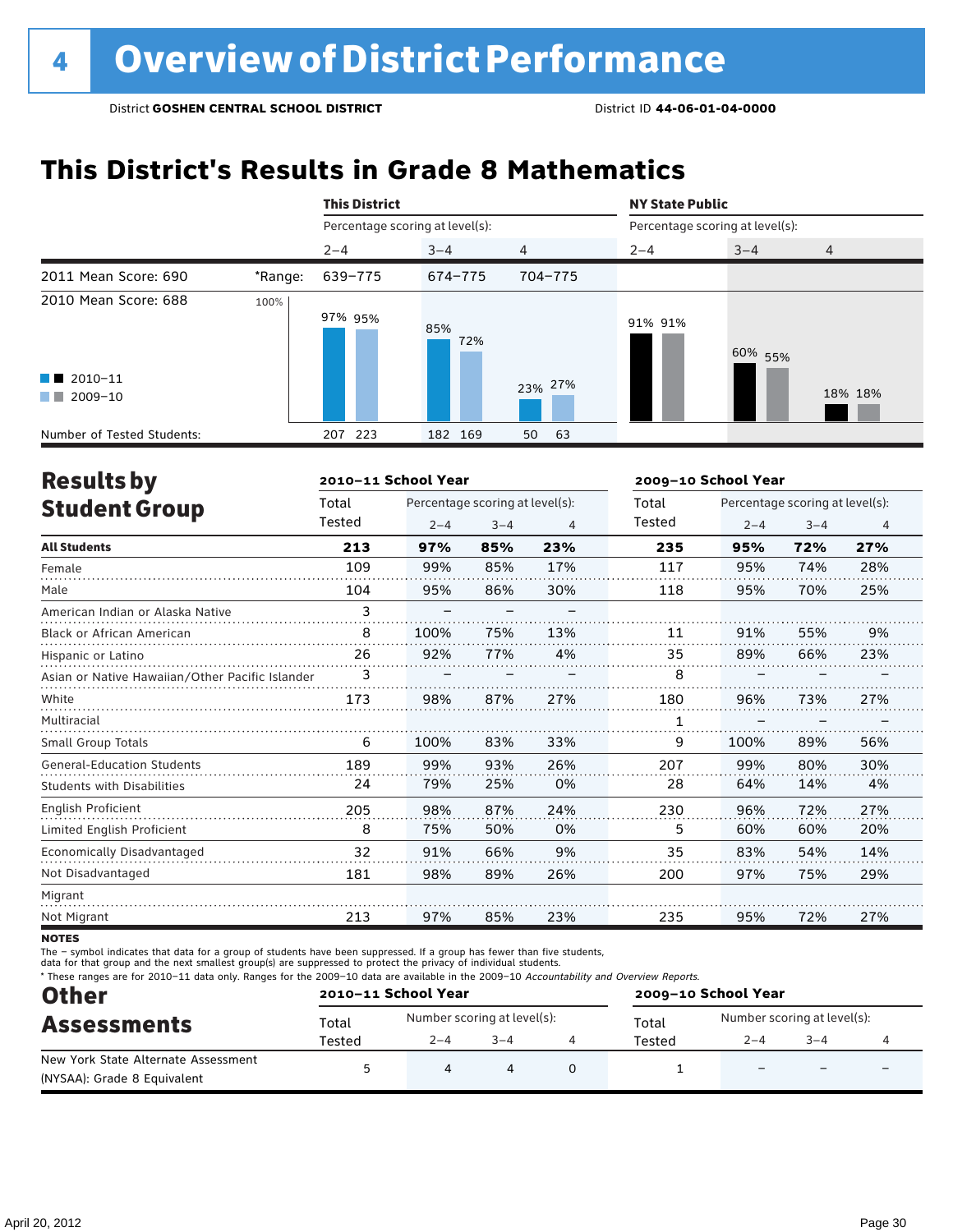# 4 Overview of District Performance

District **GOSHEN CENTRAL SCHOOL DISTRICT** District ID **44-06-01-04-0000**

## This District's Results in Grade 8 Mathematics

| | | This District | | | NY State Public | | |
|---|---|---|---|---|---|---|---|
| | | Percentage scoring at level(s): | | | Percentage scoring at level(s): | | |
| | | 2–4 | 3–4 | 4 | 2–4 | 3–4 | 4 |
| 2011 Mean Score: 690 | *Range: | 639–775 | 674–775 | 704–775 | | | |
| 2010 Mean Score: 688 | | | | | | | |
| 2010–11 | | 97% | 85% | 23% | 91% | 60% | 18% |
| 2009–10 | | 95% | 72% | 27% | 91% | 55% | 18% |
| Number of Tested Students: 2010–11 | | 207 | 182 | 50 | | | |
| Number of Tested Students: 2009–10 | | 223 | 169 | 63 | | | |

## Results by Student Group

| | 2010–11 School Year | | | | 2009–10 School Year | | | |
|---|---|---|---|---|---|---|---|---|
| | Total Tested | Percentage scoring at level(s): 2–4 | 3–4 | 4 | Total Tested | Percentage scoring at level(s): 2–4 | 3–4 | 4 |
| **All Students** | **213** | **97%** | **85%** | **23%** | **235** | **95%** | **72%** | **27%** |
| Female | 109 | 99% | 85% | 17% | 117 | 95% | 74% | 28% |
| Male | 104 | 95% | 86% | 30% | 118 | 95% | 70% | 25% |
| American Indian or Alaska Native | 3 | – | – | – | | | | |
| Black or African American | 8 | 100% | 75% | 13% | 11 | 91% | 55% | 9% |
| Hispanic or Latino | 26 | 92% | 77% | 4% | 35 | 89% | 66% | 23% |
| Asian or Native Hawaiian/Other Pacific Islander | 3 | – | – | – | 8 | – | – | – |
| White | 173 | 98% | 87% | 27% | 180 | 96% | 73% | 27% |
| Multiracial | | | | | 1 | – | – | – |
| Small Group Totals | 6 | 100% | 83% | 33% | 9 | 100% | 89% | 56% |
| General-Education Students | 189 | 99% | 93% | 26% | 207 | 99% | 80% | 30% |
| Students with Disabilities | 24 | 79% | 25% | 0% | 28 | 64% | 14% | 4% |
| English Proficient | 205 | 98% | 87% | 24% | 230 | 96% | 72% | 27% |
| Limited English Proficient | 8 | 75% | 50% | 0% | 5 | 60% | 60% | 20% |
| Economically Disadvantaged | 32 | 91% | 66% | 9% | 35 | 83% | 54% | 14% |
| Not Disadvantaged | 181 | 98% | 89% | 26% | 200 | 97% | 75% | 29% |
| Migrant | | | | | | | | |
| Not Migrant | 213 | 97% | 85% | 23% | 235 | 95% | 72% | 27% |

**NOTES**

The – symbol indicates that data for a group of students have been suppressed. If a group has fewer than five students, data for that group and the next smallest group(s) are suppressed to protect the privacy of individual students.

* These ranges are for 2010–11 data only. Ranges for the 2009–10 data are available in the 2009–10 *Accountability and Overview Reports*.

## Other Assessments

| | 2010–11 School Year | | | | 2009–10 School Year | | | |
|---|---|---|---|---|---|---|---|---|
| | Total Tested | Number scoring at level(s): 2–4 | 3–4 | 4 | Total Tested | Number scoring at level(s): 2–4 | 3–4 | 4 |
| New York State Alternate Assessment (NYSAA): Grade 8 Equivalent | 5 | 4 | 4 | 0 | 1 | – | – | – |

April 20, 2012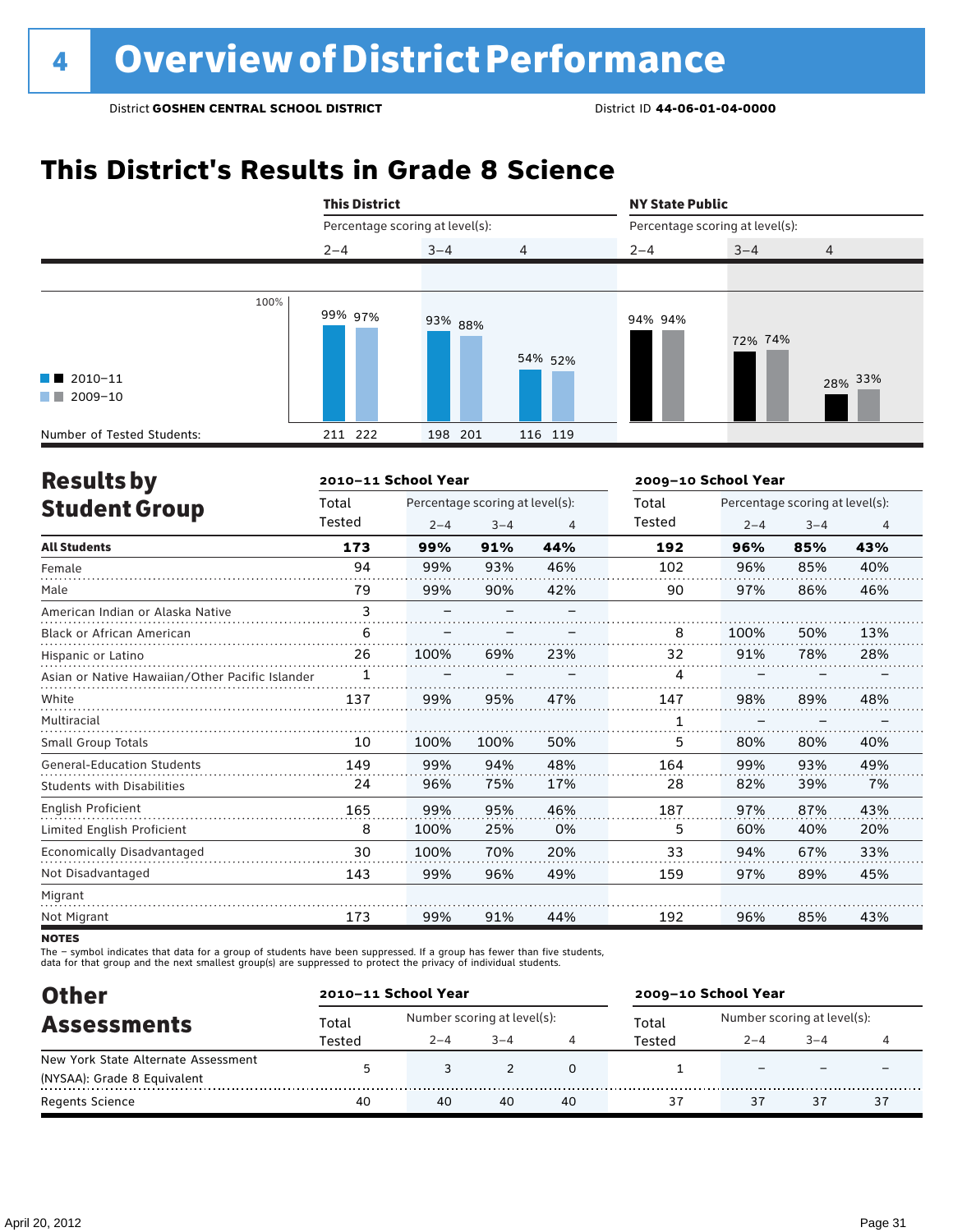# 4 Overview of District Performance

District **GOSHEN CENTRAL SCHOOL DISTRICT** District ID **44-06-01-04-0000**

## This District's Results in Grade 8 Science

| | This District | | | NY State Public | | |
|---|---|---|---|---|---|---|
| | Percentage scoring at level(s): | | | Percentage scoring at level(s): | | |
| | 2–4 | 3–4 | 4 | 2–4 | 3–4 | 4 |
| 2010–11 | 99% | 93% | 54% | 94% | 72% | 28% |
| 2009–10 | 97% | 88% | 52% | 94% | 74% | 33% |
| Number of Tested Students (2010–11) | 211 | 198 | 116 | | | |
| Number of Tested Students (2009–10) | 222 | 201 | 119 | | | |

## Results by Student Group

| | 2010–11 School Year | | | | 2009–10 School Year | | | |
|---|---|---|---|---|---|---|---|---|
| | Total Tested | Percentage scoring at level(s): 2–4 | 3–4 | 4 | Total Tested | Percentage scoring at level(s): 2–4 | 3–4 | 4 |
| **All Students** | **173** | **99%** | **91%** | **44%** | **192** | **96%** | **85%** | **43%** |
| Female | 94 | 99% | 93% | 46% | 102 | 96% | 85% | 40% |
| Male | 79 | 99% | 90% | 42% | 90 | 97% | 86% | 46% |
| American Indian or Alaska Native | 3 | – | – | – | | | | |
| Black or African American | 6 | – | – | – | 8 | 100% | 50% | 13% |
| Hispanic or Latino | 26 | 100% | 69% | 23% | 32 | 91% | 78% | 28% |
| Asian or Native Hawaiian/Other Pacific Islander | 1 | – | – | – | 4 | – | – | – |
| White | 137 | 99% | 95% | 47% | 147 | 98% | 89% | 48% |
| Multiracial | | | | | 1 | – | – | – |
| Small Group Totals | 10 | 100% | 100% | 50% | 5 | 80% | 80% | 40% |
| General-Education Students | 149 | 99% | 94% | 48% | 164 | 99% | 93% | 49% |
| Students with Disabilities | 24 | 96% | 75% | 17% | 28 | 82% | 39% | 7% |
| English Proficient | 165 | 99% | 95% | 46% | 187 | 97% | 87% | 43% |
| Limited English Proficient | 8 | 100% | 25% | 0% | 5 | 60% | 40% | 20% |
| Economically Disadvantaged | 30 | 100% | 70% | 20% | 33 | 94% | 67% | 33% |
| Not Disadvantaged | 143 | 99% | 96% | 49% | 159 | 97% | 89% | 45% |
| Migrant | | | | | | | | |
| Not Migrant | 173 | 99% | 91% | 44% | 192 | 96% | 85% | 43% |

**NOTES**

The – symbol indicates that data for a group of students have been suppressed. If a group has fewer than five students, data for that group and the next smallest group(s) are suppressed to protect the privacy of individual students.

## Other Assessments

| | 2010–11 School Year | | | | 2009–10 School Year | | | |
|---|---|---|---|---|---|---|---|---|
| | Total Tested | Number scoring at level(s): 2–4 | 3–4 | 4 | Total Tested | Number scoring at level(s): 2–4 | 3–4 | 4 |
| New York State Alternate Assessment (NYSAA): Grade 8 Equivalent | 5 | 3 | 2 | 0 | 1 | – | – | – |
| Regents Science | 40 | 40 | 40 | 40 | 37 | 37 | 37 | 37 |

April 20, 2012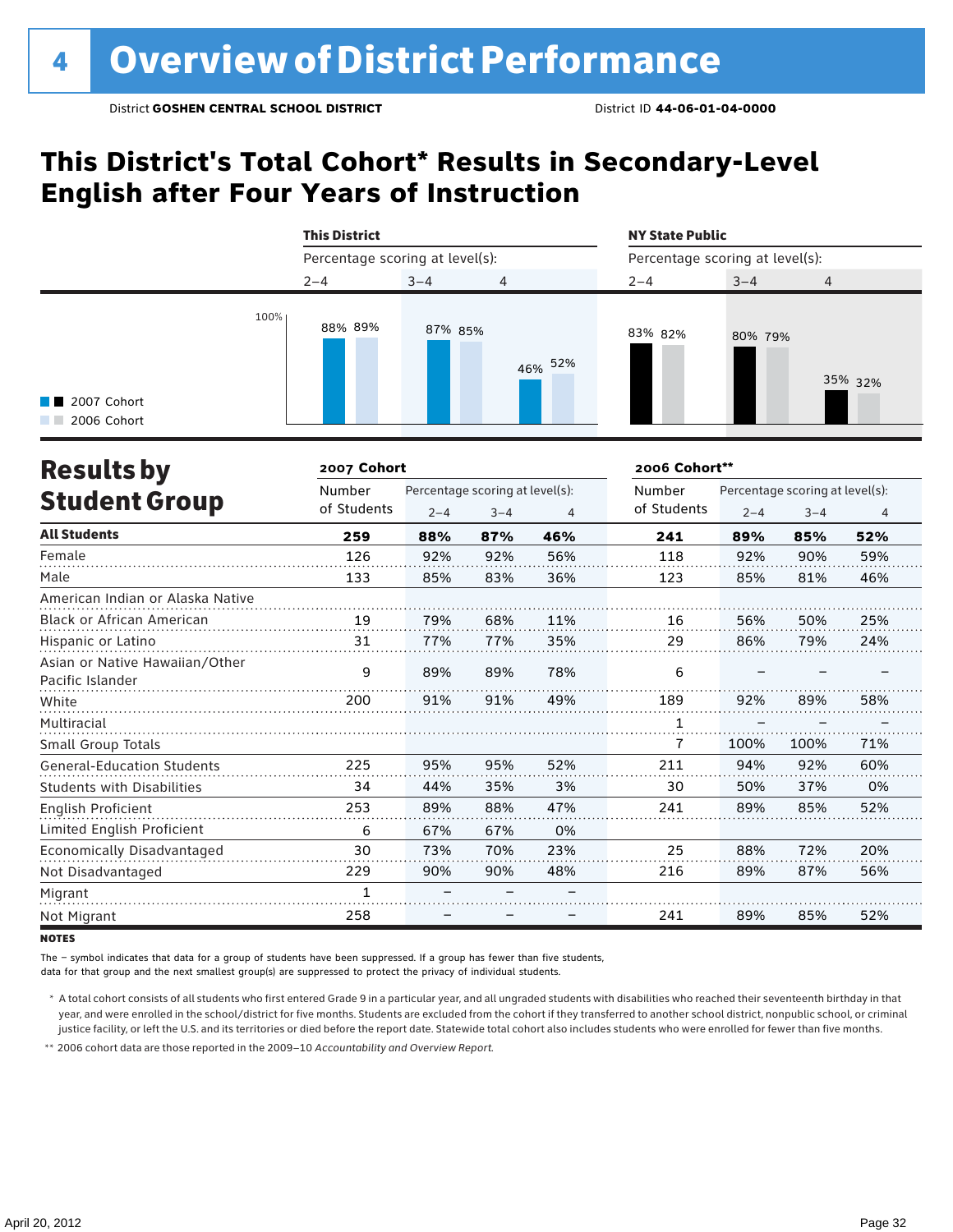# 4 Overview of District Performance

District **GOSHEN CENTRAL SCHOOL DISTRICT** District ID **44-06-01-04-0000**

## This District's Total Cohort* Results in Secondary-Level English after Four Years of Instruction

| | This District | | | NY State Public | | |
|---|---|---|---|---|---|---|
| Percentage scoring at level(s): | 2–4 | 3–4 | 4 | 2–4 | 3–4 | 4 |
| 2007 Cohort | 88% | 87% | 46% | 83% | 80% | 35% |
| 2006 Cohort | 89% | 85% | 52% | 82% | 79% | 32% |

## Results by Student Group

| | 2007 Cohort | | | | 2006 Cohort** | | | |
|---|---|---|---|---|---|---|---|---|
| | Number of Students | Percentage scoring at level(s): 2–4 | 3–4 | 4 | Number of Students | Percentage scoring at level(s): 2–4 | 3–4 | 4 |
| **All Students** | **259** | **88%** | **87%** | **46%** | **241** | **89%** | **85%** | **52%** |
| Female | 126 | 92% | 92% | 56% | 118 | 92% | 90% | 59% |
| Male | 133 | 85% | 83% | 36% | 123 | 85% | 81% | 46% |
| American Indian or Alaska Native | | | | | | | | |
| Black or African American | 19 | 79% | 68% | 11% | 16 | 56% | 50% | 25% |
| Hispanic or Latino | 31 | 77% | 77% | 35% | 29 | 86% | 79% | 24% |
| Asian or Native Hawaiian/Other Pacific Islander | 9 | 89% | 89% | 78% | 6 | – | – | – |
| White | 200 | 91% | 91% | 49% | 189 | 92% | 89% | 58% |
| Multiracial | | | | | 1 | – | – | – |
| Small Group Totals | | | | | 7 | 100% | 100% | 71% |
| General-Education Students | 225 | 95% | 95% | 52% | 211 | 94% | 92% | 60% |
| Students with Disabilities | 34 | 44% | 35% | 3% | 30 | 50% | 37% | 0% |
| English Proficient | 253 | 89% | 88% | 47% | 241 | 89% | 85% | 52% |
| Limited English Proficient | 6 | 67% | 67% | 0% | | | | |
| Economically Disadvantaged | 30 | 73% | 70% | 23% | 25 | 88% | 72% | 20% |
| Not Disadvantaged | 229 | 90% | 90% | 48% | 216 | 89% | 87% | 56% |
| Migrant | 1 | – | – | – | | | | |
| Not Migrant | 258 | – | – | – | 241 | 89% | 85% | 52% |

**NOTES**

The – symbol indicates that data for a group of students have been suppressed. If a group has fewer than five students, data for that group and the next smallest group(s) are suppressed to protect the privacy of individual students.

\* A total cohort consists of all students who first entered Grade 9 in a particular year, and all ungraded students with disabilities who reached their seventeenth birthday in that year, and were enrolled in the school/district for five months. Students are excluded from the cohort if they transferred to another school district, nonpublic school, or criminal justice facility, or left the U.S. and its territories or died before the report date. Statewide total cohort also includes students who were enrolled for fewer than five months.

\*\* 2006 cohort data are those reported in the 2009–10 *Accountability and Overview Report*.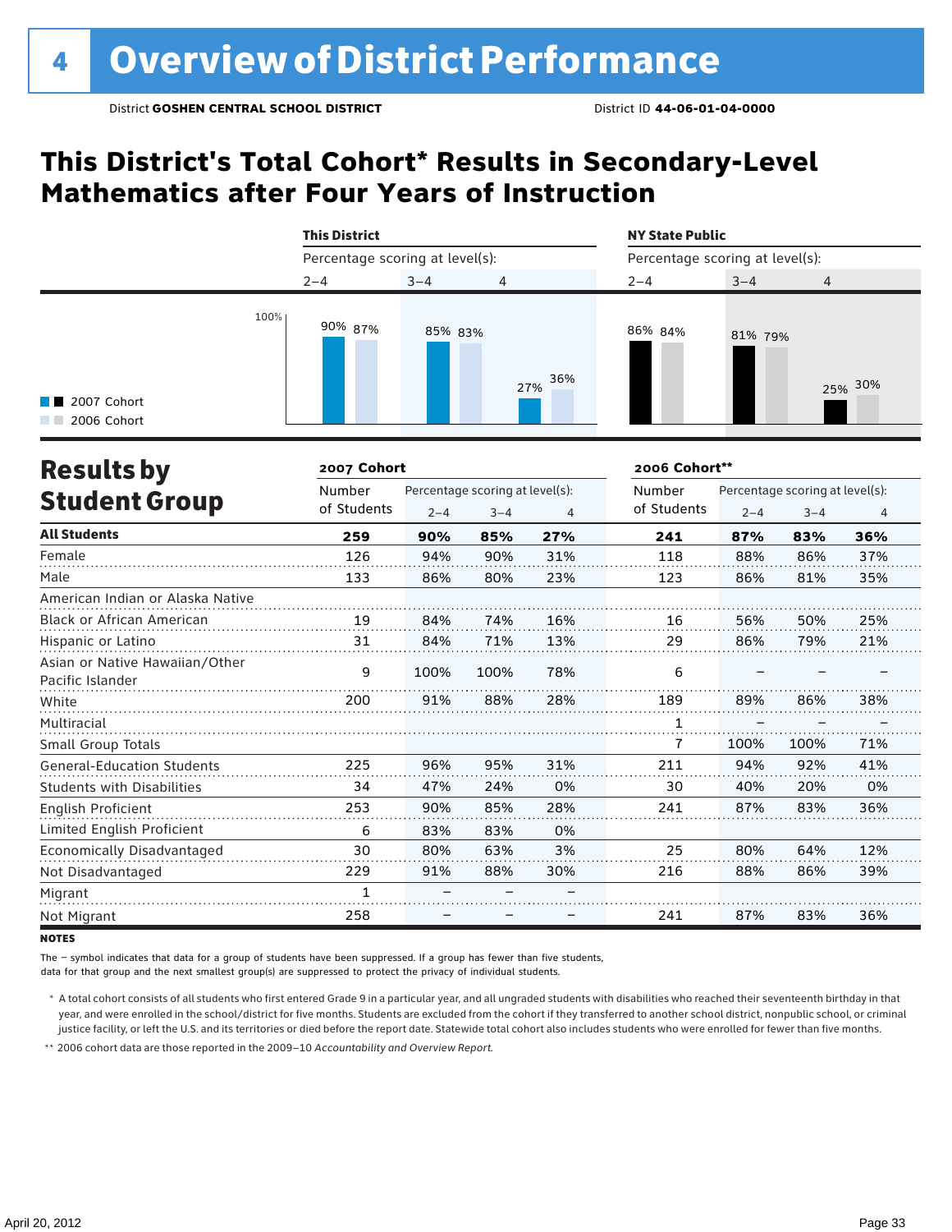# 4 Overview of District Performance

District **GOSHEN CENTRAL SCHOOL DISTRICT** District ID **44-06-01-04-0000**

## This District's Total Cohort* Results in Secondary-Level Mathematics after Four Years of Instruction

This District
Percentage scoring at level(s):
2–4 3–4 4

NY State Public
Percentage scoring at level(s):
2–4 3–4 4

100%

90% 87% 85% 83% 27% 36%

86% 84% 81% 79% 25% 30%

2007 Cohort
2006 Cohort

## Results by Student Group

| | 2007 Cohort | | | | 2006 Cohort** | | | |
|---|---|---|---|---|---|---|---|---|
| | Number of Students | Percentage scoring at level(s): 2–4 | 3–4 | 4 | Number of Students | Percentage scoring at level(s): 2–4 | 3–4 | 4 |
| **All Students** | **259** | **90%** | **85%** | **27%** | **241** | **87%** | **83%** | **36%** |
| Female | 126 | 94% | 90% | 31% | 118 | 88% | 86% | 37% |
| Male | 133 | 86% | 80% | 23% | 123 | 86% | 81% | 35% |
| American Indian or Alaska Native | | | | | | | | |
| Black or African American | 19 | 84% | 74% | 16% | 16 | 56% | 50% | 25% |
| Hispanic or Latino | 31 | 84% | 71% | 13% | 29 | 86% | 79% | 21% |
| Asian or Native Hawaiian/Other Pacific Islander | 9 | 100% | 100% | 78% | 6 | – | – | – |
| White | 200 | 91% | 88% | 28% | 189 | 89% | 86% | 38% |
| Multiracial | | | | | 1 | – | – | – |
| Small Group Totals | | | | | 7 | 100% | 100% | 71% |
| General-Education Students | 225 | 96% | 95% | 31% | 211 | 94% | 92% | 41% |
| Students with Disabilities | 34 | 47% | 24% | 0% | 30 | 40% | 20% | 0% |
| English Proficient | 253 | 90% | 85% | 28% | 241 | 87% | 83% | 36% |
| Limited English Proficient | 6 | 83% | 83% | 0% | | | | |
| Economically Disadvantaged | 30 | 80% | 63% | 3% | 25 | 80% | 64% | 12% |
| Not Disadvantaged | 229 | 91% | 88% | 30% | 216 | 88% | 86% | 39% |
| Migrant | 1 | – | – | – | | | | |
| Not Migrant | 258 | – | – | – | 241 | 87% | 83% | 36% |

**NOTES**

The – symbol indicates that data for a group of students have been suppressed. If a group has fewer than five students, data for that group and the next smallest group(s) are suppressed to protect the privacy of individual students.

\* A total cohort consists of all students who first entered Grade 9 in a particular year, and all ungraded students with disabilities who reached their seventeenth birthday in that year, and were enrolled in the school/district for five months. Students are excluded from the cohort if they transferred to another school district, nonpublic school, or criminal justice facility, or left the U.S. and its territories or died before the report date. Statewide total cohort also includes students who were enrolled for fewer than five months.

\** 2006 cohort data are those reported in the 2009–10 *Accountability and Overview Report.*

April 20, 2012